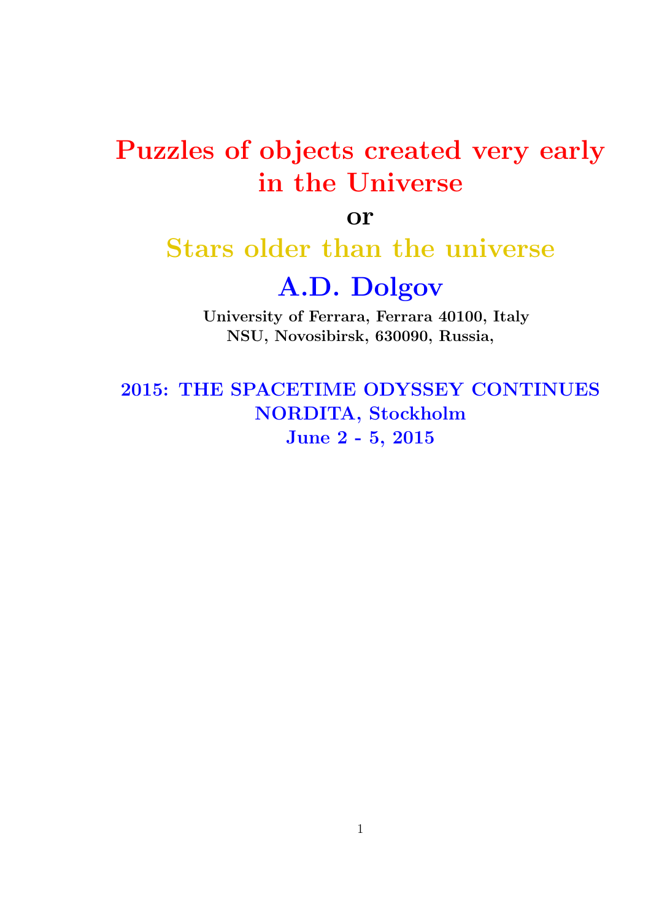# Puzzles of objects created very early in the Universe

**or**

## Stars older than the universe

## A.D. Dolgov

**University of Ferrara, Ferrara 40100, Italy**
**NSU, Novosibirsk, 630090, Russia,**

**2015: THE SPACETIME ODYSSEY CONTINUES**
**NORDITA, Stockholm**
**June 2 - 5, 2015**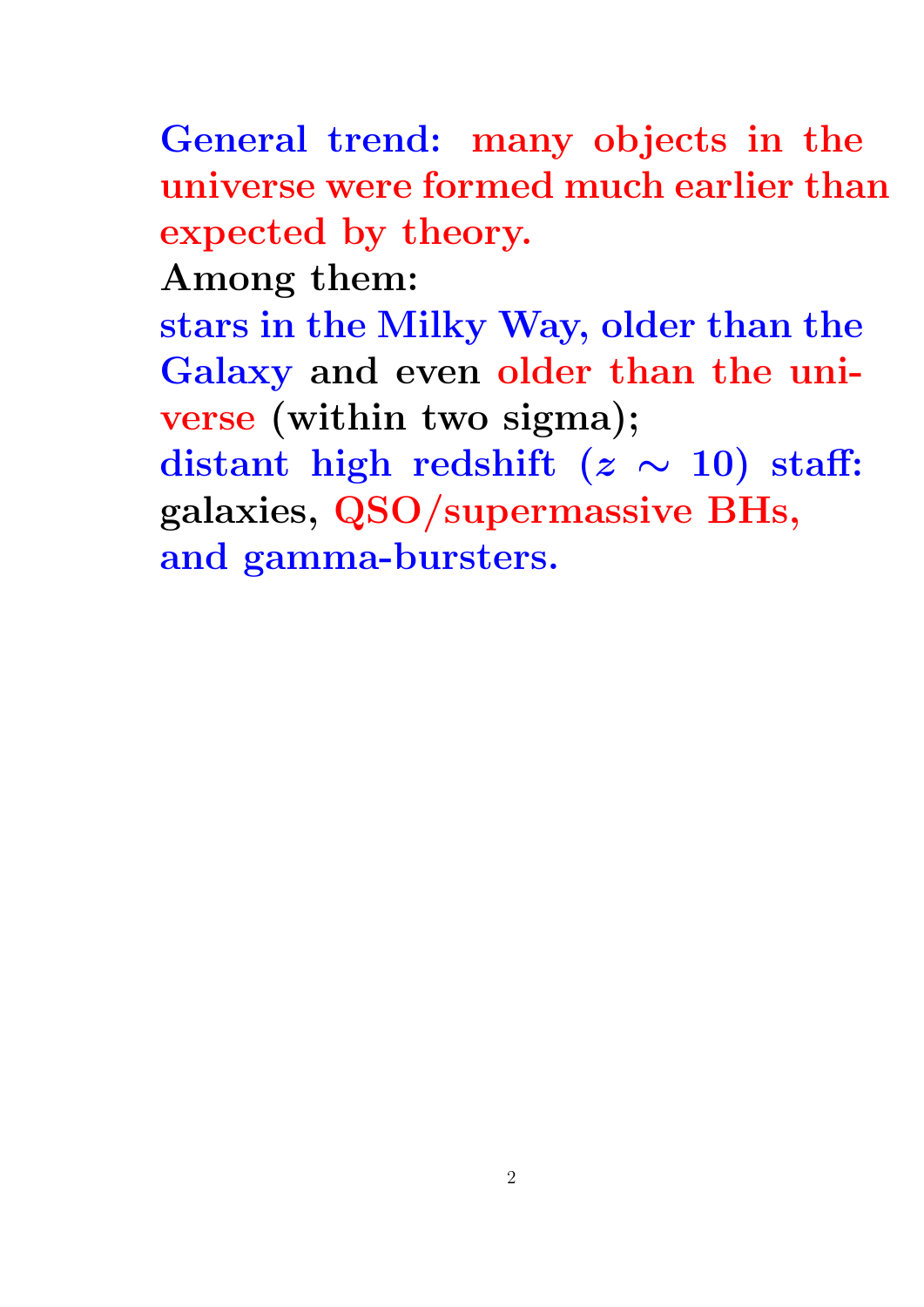**General trend: many objects in the universe were formed much earlier than expected by theory.**

**Among them:**

**stars in the Milky Way, older than the Galaxy and even older than the universe (within two sigma);**

**distant high redshift ($z \sim 10$) staff: galaxies, QSO/supermassive BHs, and gamma-bursters.**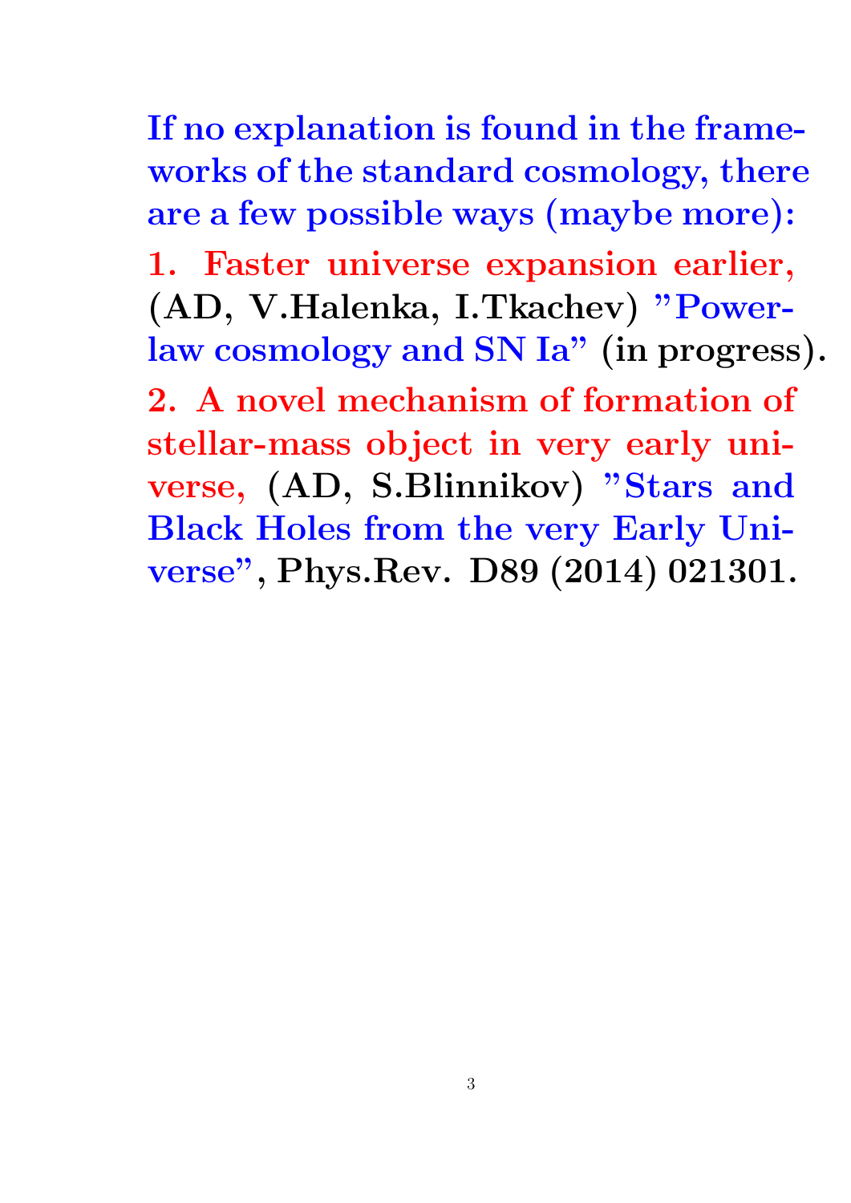**If no explanation is found in the frameworks of the standard cosmology, there are a few possible ways (maybe more):**

**1. Faster universe expansion earlier, (AD, V.Halenka, I.Tkachev) "Power-law cosmology and SN Ia" (in progress).**

**2. A novel mechanism of formation of stellar-mass object in very early universe, (AD, S.Blinnikov) "Stars and Black Holes from the very Early Universe", Phys.Rev. D89 (2014) 021301.**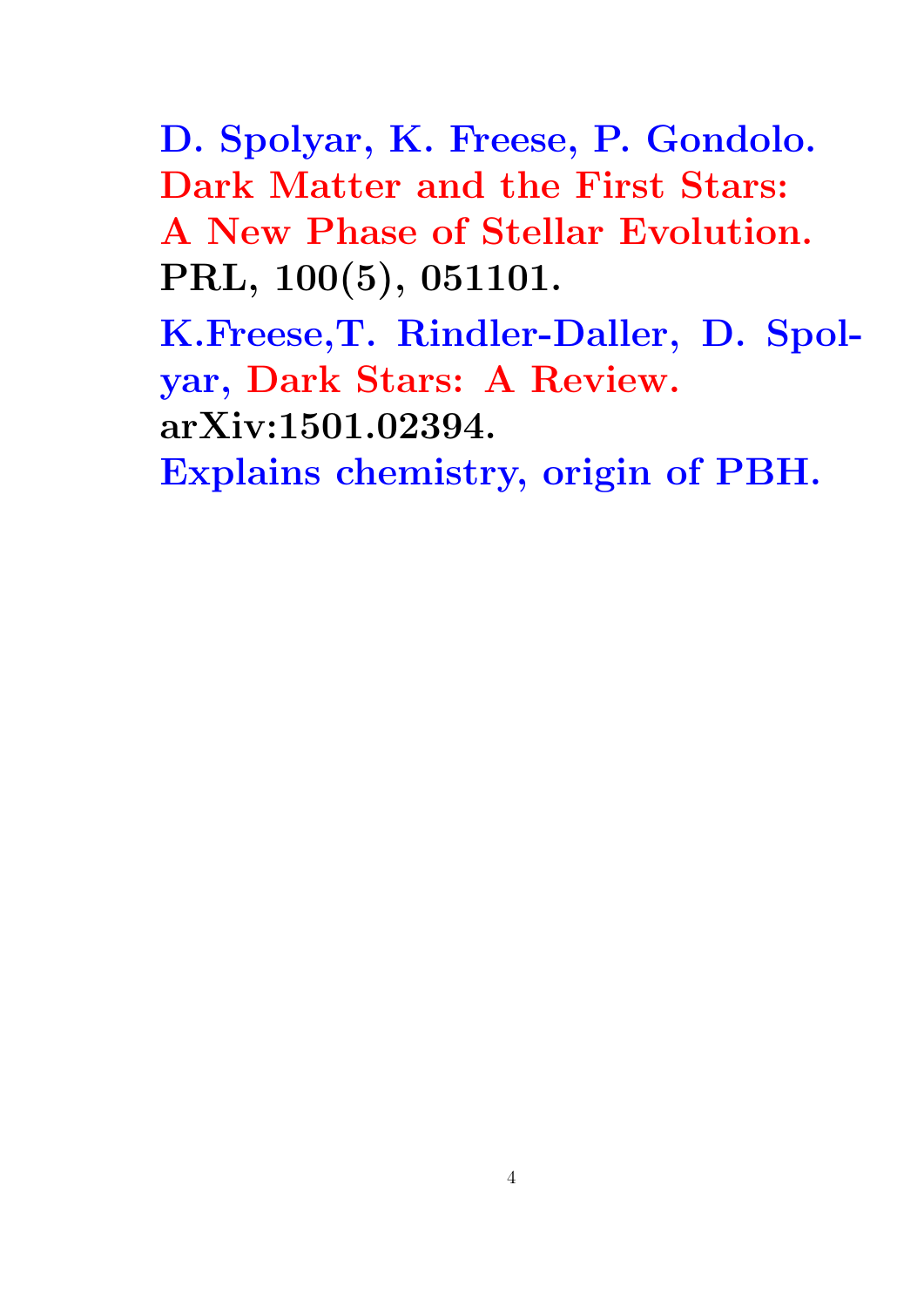**D. Spolyar, K. Freese, P. Gondolo. Dark Matter and the First Stars: A New Phase of Stellar Evolution. PRL, 100(5), 051101.**

**K.Freese,T. Rindler-Daller, D. Spolyar, Dark Stars: A Review. arXiv:1501.02394.**

**Explains chemistry, origin of PBH.**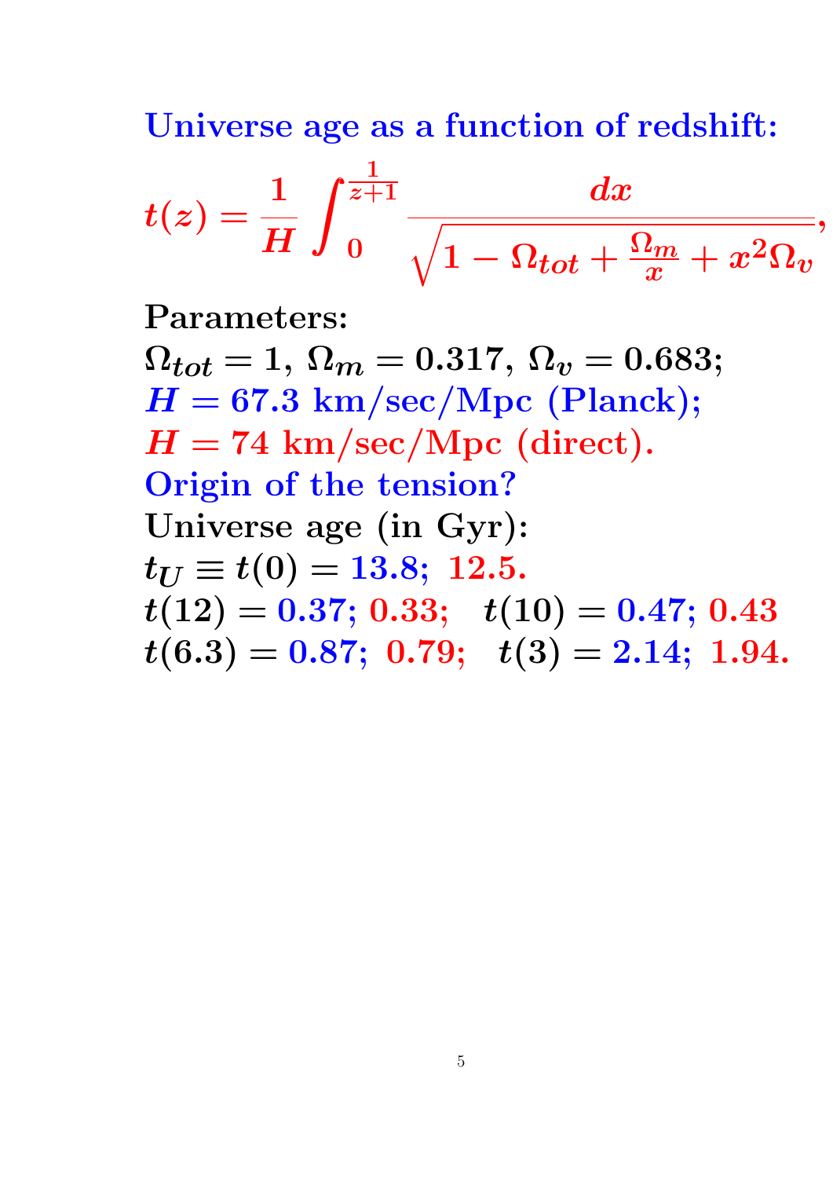**Universe age as a function of redshift:**

$$t(z) = \frac{1}{H}\int_0^{\frac{1}{z+1}} \frac{dx}{\sqrt{1-\Omega_{tot}+\frac{\Omega_m}{x}+x^2\Omega_v}},$$

**Parameters:**

$\Omega_{tot} = 1$, $\Omega_m = 0.317$, $\Omega_v = 0.683$;

$H = 67.3$ **km/sec/Mpc (Planck);**

$H = 74$ **km/sec/Mpc (direct).**

**Origin of the tension?**

**Universe age (in Gyr):**

$t_U \equiv t(0) = 13.8;\ 12.5.$

$t(12) = 0.37;\ 0.33;\quad t(10) = 0.47;\ 0.43$

$t(6.3) = 0.87;\ 0.79;\quad t(3) = 2.14;\ 1.94.$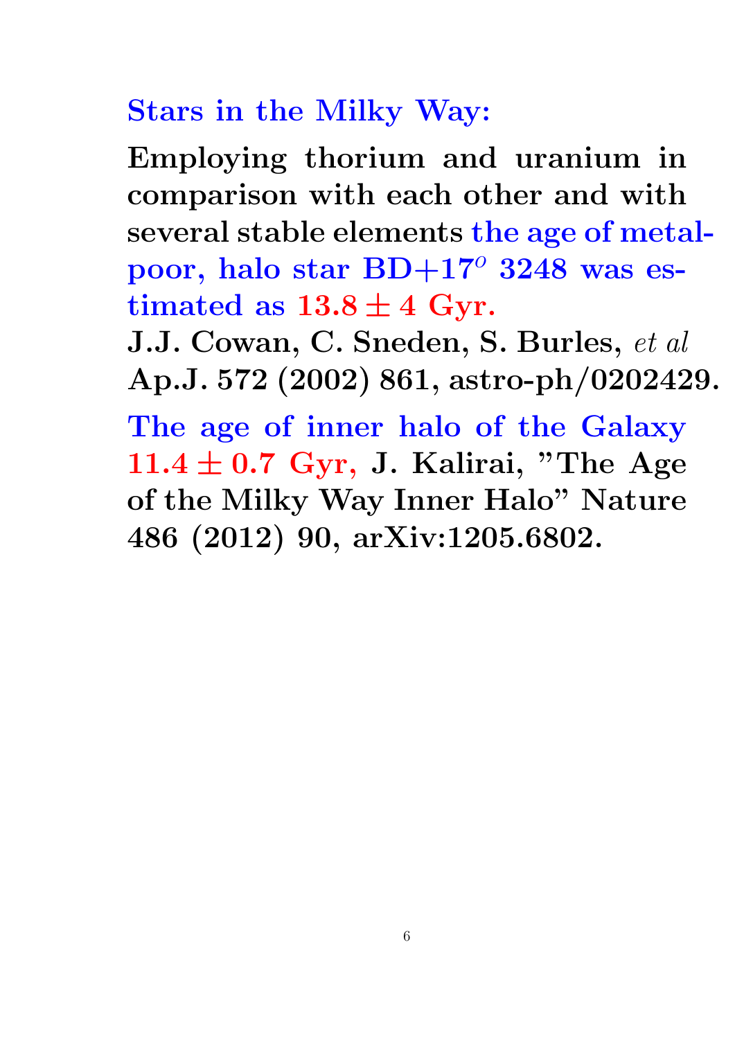## Stars in the Milky Way:

**Employing thorium and uranium in comparison with each other and with several stable elements the age of metal-poor, halo star BD+17$^o$ 3248 was estimated as $13.8 \pm 4$ Gyr.**

**J.J. Cowan, C. Sneden, S. Burles,** ***et al*** **Ap.J. 572 (2002) 861, astro-ph/0202429.**

**The age of inner halo of the Galaxy $11.4 \pm 0.7$ Gyr, J. Kalirai, "The Age of the Milky Way Inner Halo" Nature 486 (2012) 90, arXiv:1205.6802.**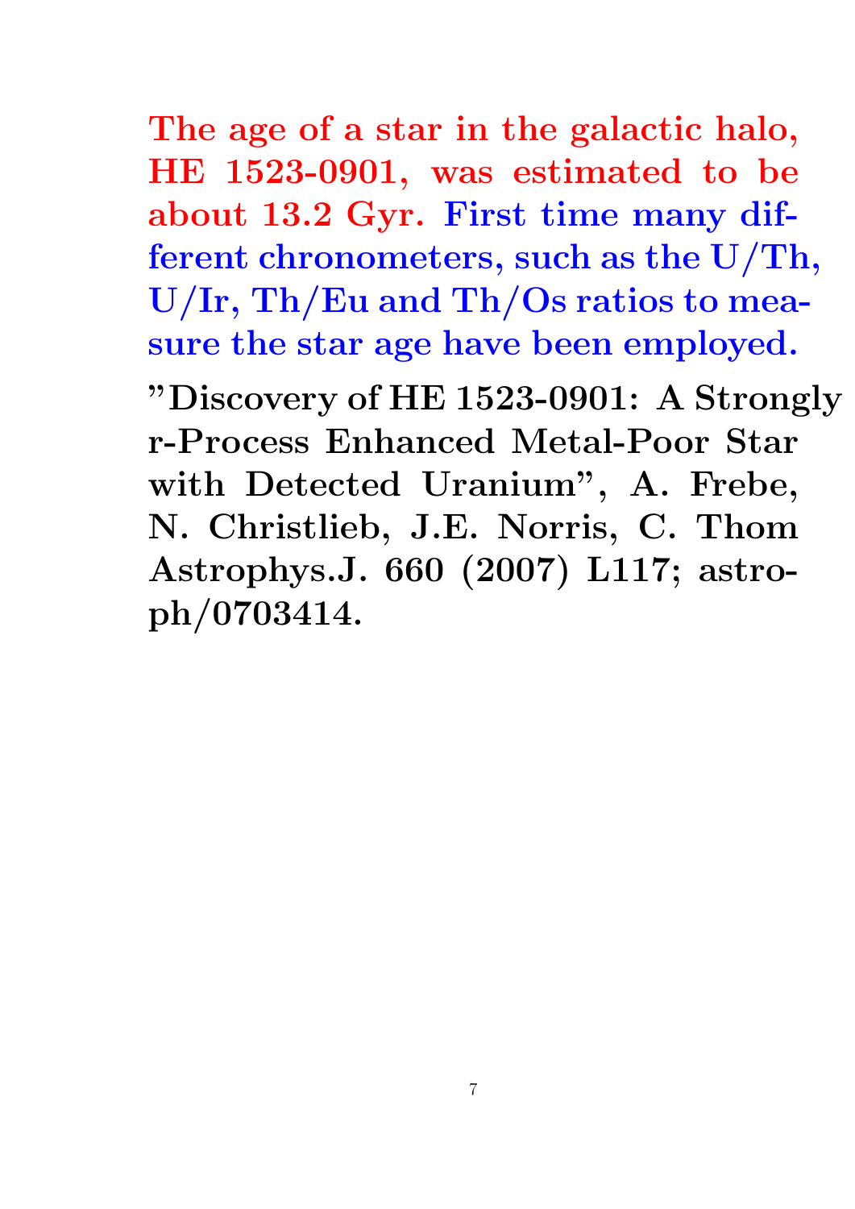**The age of a star in the galactic halo, HE 1523-0901, was estimated to be about 13.2 Gyr. First time many different chronometers, such as the U/Th, U/Ir, Th/Eu and Th/Os ratios to measure the star age have been employed.**

**"Discovery of HE 1523-0901: A Strongly r-Process Enhanced Metal-Poor Star with Detected Uranium", A. Frebe, N. Christlieb, J.E. Norris, C. Thom Astrophys.J. 660 (2007) L117; astro-ph/0703414.**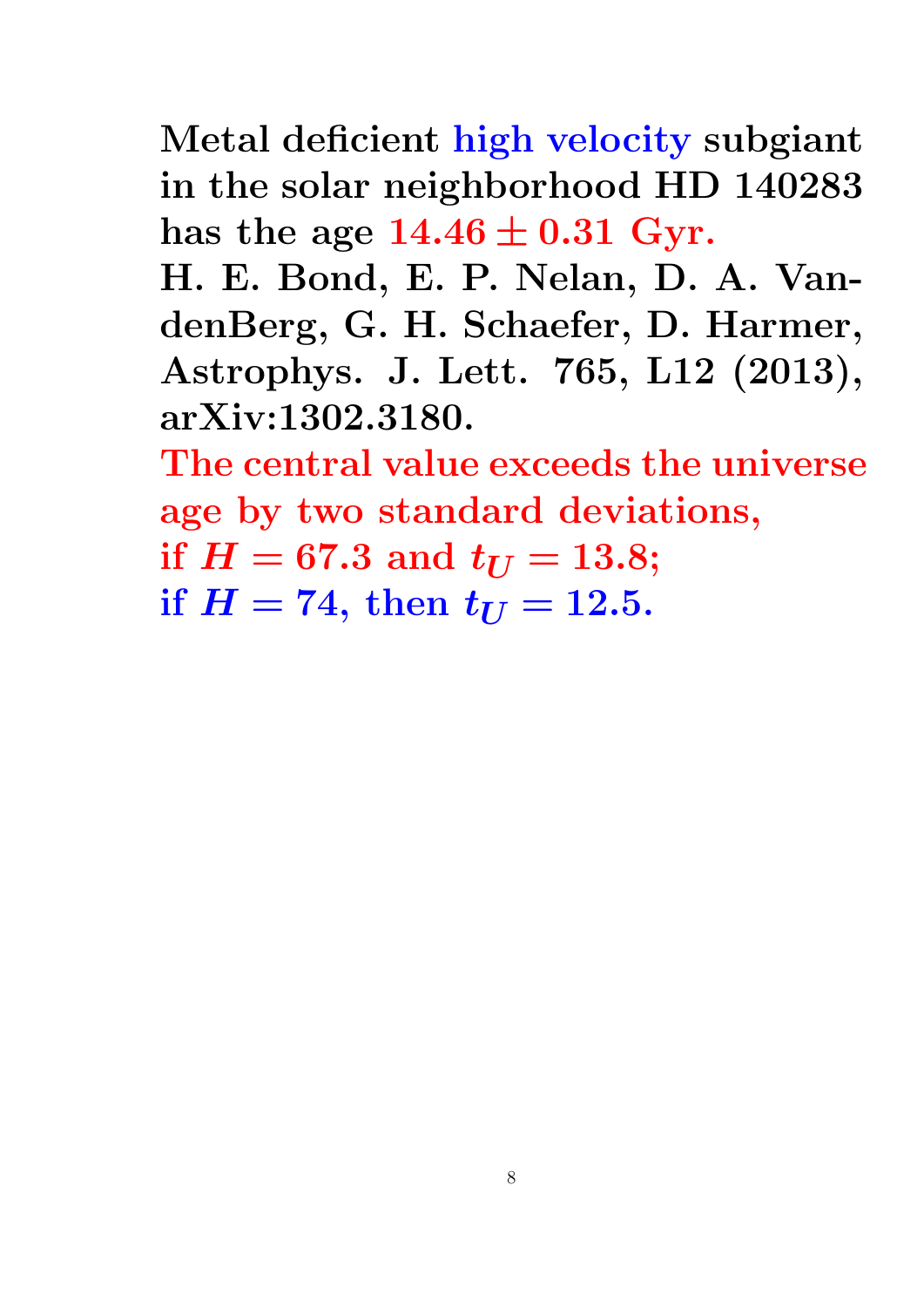**Metal deficient high velocity subgiant in the solar neighborhood HD 140283 has the age $14.46 \pm 0.31$ Gyr.**

**H. E. Bond, E. P. Nelan, D. A. VandenBerg, G. H. Schaefer, D. Harmer, Astrophys. J. Lett. 765, L12 (2013), arXiv:1302.3180.**

**The central value exceeds the universe age by two standard deviations,**
**if $H = 67.3$ and $t_U = 13.8$;**
**if $H = 74$, then $t_U = 12.5$.**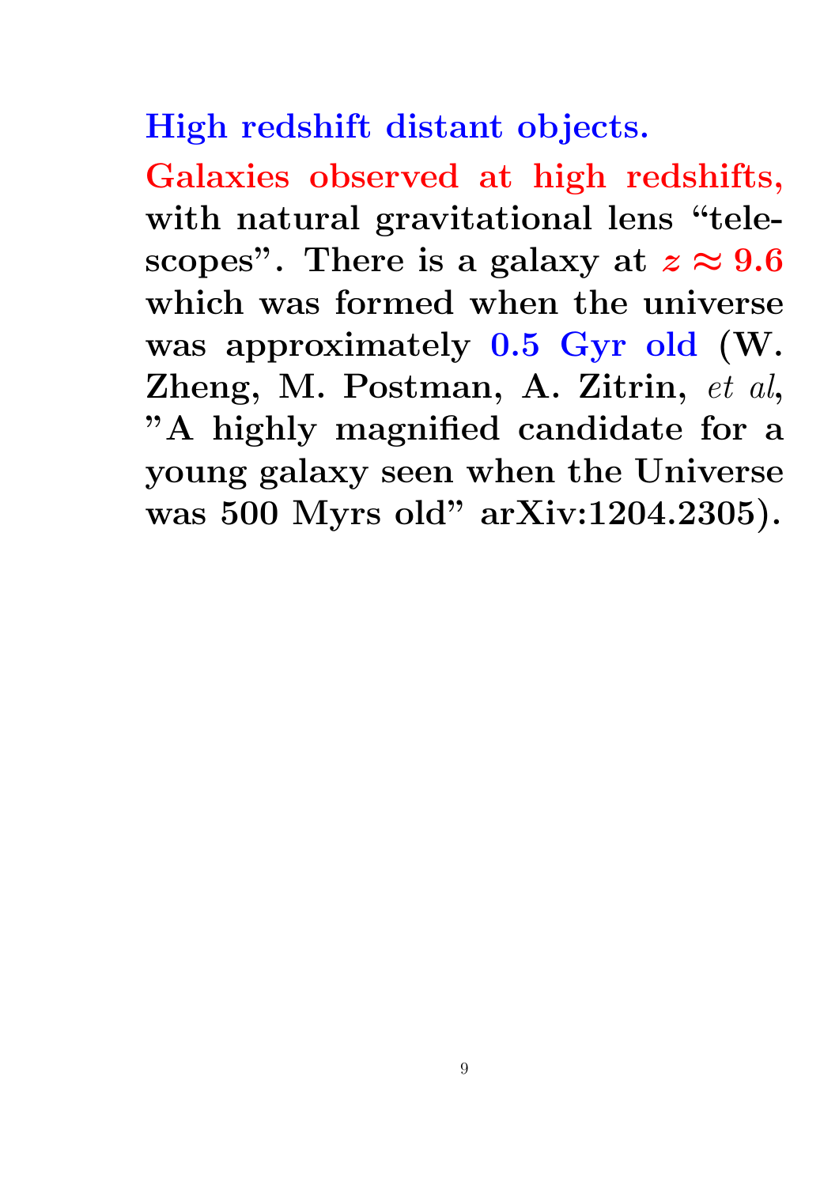## High redshift distant objects.

**Galaxies observed at high redshifts, with natural gravitational lens "telescopes". There is a galaxy at $z \approx 9.6$ which was formed when the universe was approximately 0.5 Gyr old (W. Zheng, M. Postman, A. Zitrin, *et al*, "A highly magnified candidate for a young galaxy seen when the Universe was 500 Myrs old" arXiv:1204.2305).**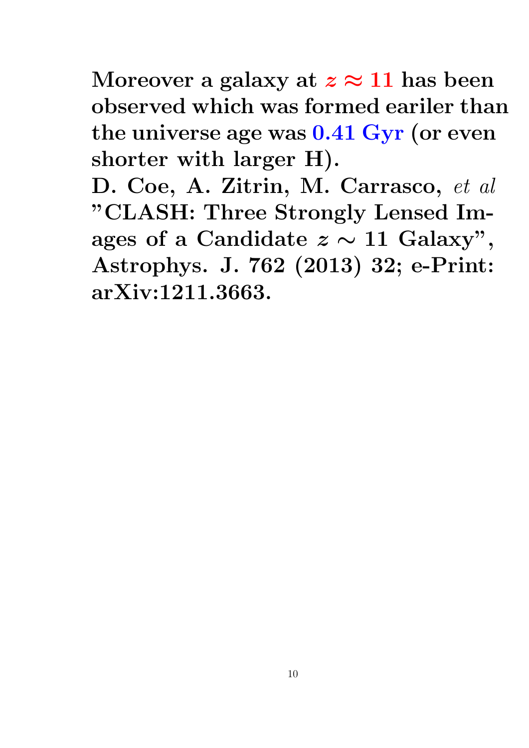**Moreover a galaxy at $z \approx 11$ has been observed which was formed eariler than the universe age was 0.41 Gyr (or even shorter with larger H).**
**D. Coe, A. Zitrin, M. Carrasco,** ***et al*** **"CLASH: Three Strongly Lensed Images of a Candidate $z \sim 11$ Galaxy", Astrophys. J. 762 (2013) 32; e-Print: arXiv:1211.3663.**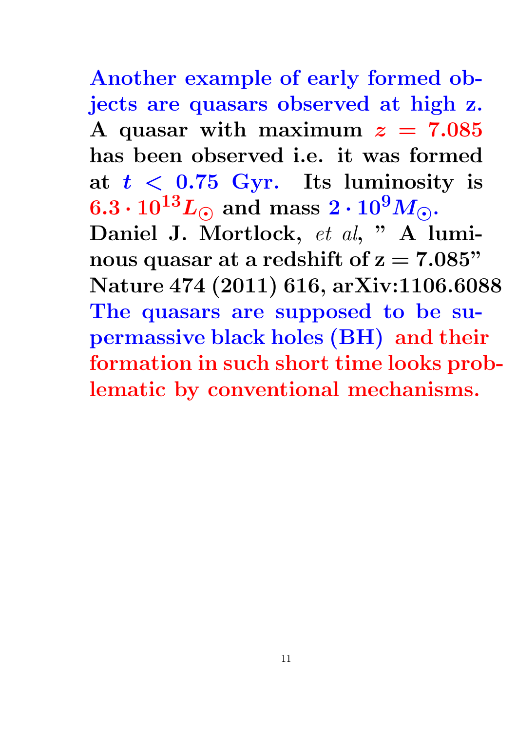**Another example of early formed objects are quasars observed at high z. A quasar with maximum $z = 7.085$ has been observed i.e. it was formed at $t < 0.75$ Gyr. Its luminosity is $6.3 \cdot 10^{13} L_{\odot}$ and mass $2 \cdot 10^{9} M_{\odot}$.**

**Daniel J. Mortlock, *et al*, " A luminous quasar at a redshift of z = 7.085" Nature 474 (2011) 616, arXiv:1106.6088**

**The quasars are supposed to be supermassive black holes (BH) and their formation in such short time looks problematic by conventional mechanisms.**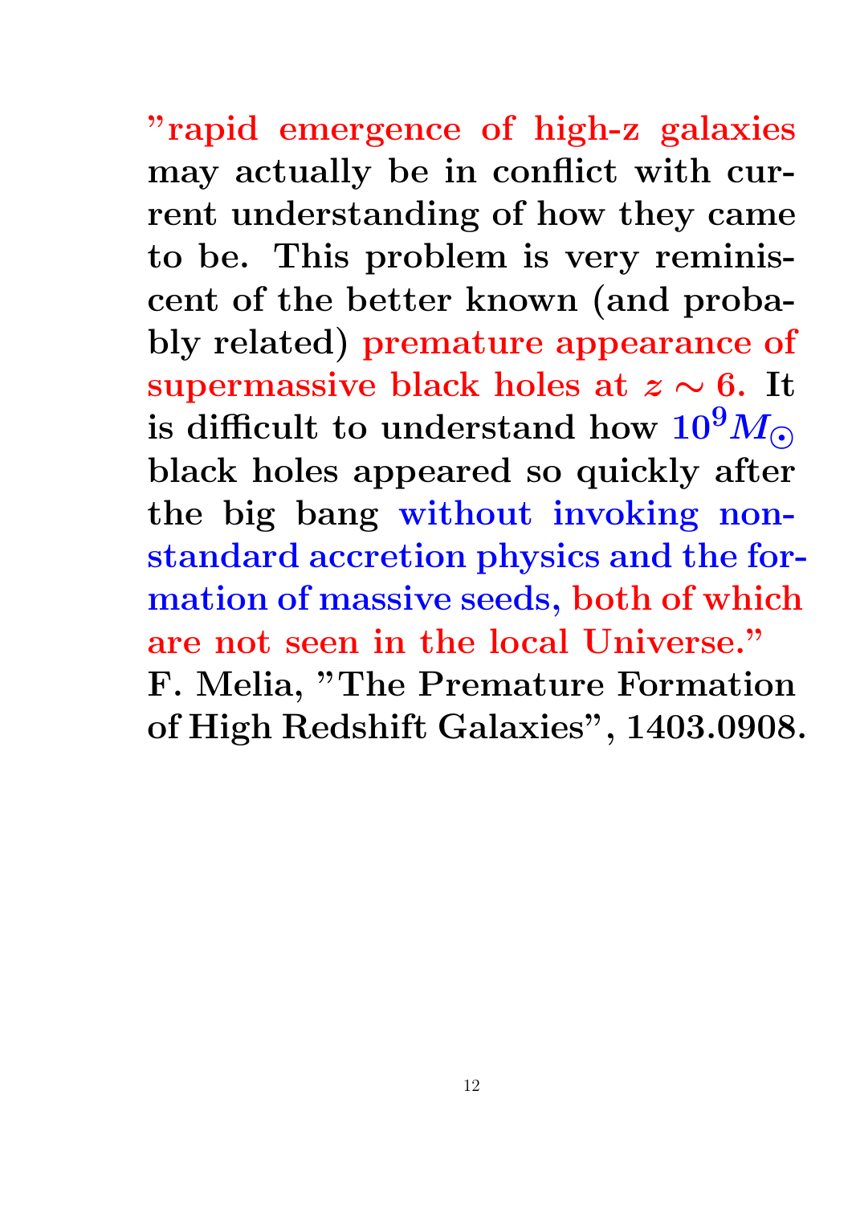**"rapid emergence of high-z galaxies may actually be in conflict with current understanding of how they came to be. This problem is very reminiscent of the better known (and probably related) premature appearance of supermassive black holes at $z \sim 6$. It is difficult to understand how $10^9 M_\odot$ black holes appeared so quickly after the big bang without invoking non-standard accretion physics and the formation of massive seeds, both of which are not seen in the local Universe."**

**F. Melia, "The Premature Formation of High Redshift Galaxies", 1403.0908.**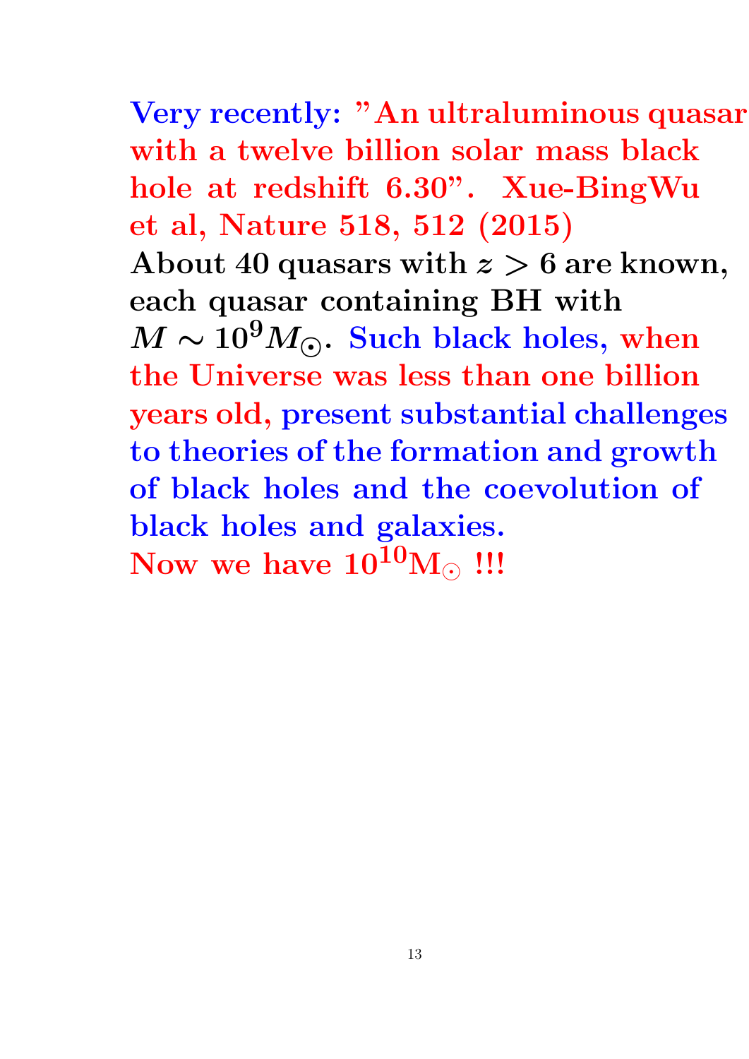**Very recently: "An ultraluminous quasar with a twelve billion solar mass black hole at redshift 6.30". Xue-BingWu et al, Nature 518, 512 (2015)**

**About 40 quasars with $z > 6$ are known, each quasar containing BH with $M \sim 10^9 M_\odot$. Such black holes, when the Universe was less than one billion years old, present substantial challenges to theories of the formation and growth of black holes and the coevolution of black holes and galaxies.**

**Now we have $10^{10} \mathrm{M}_\odot$ !!!**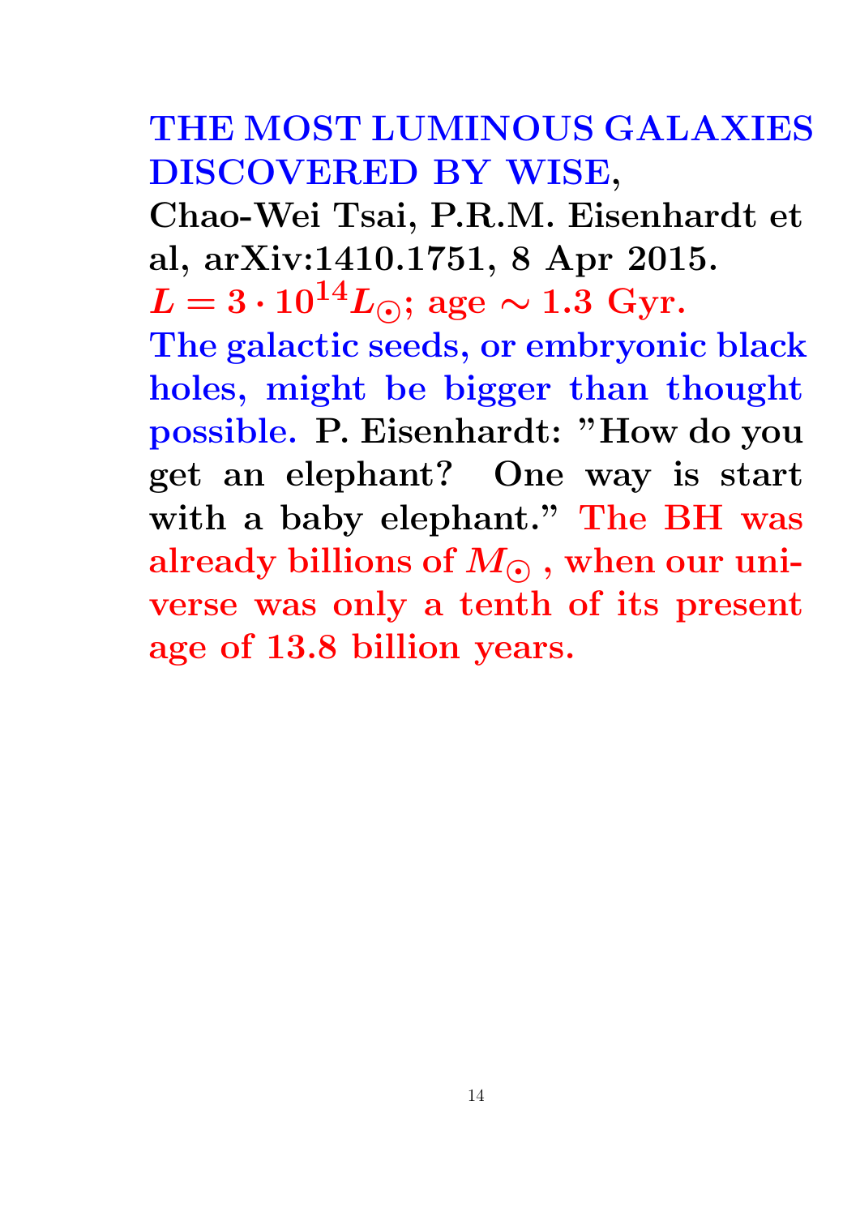**THE MOST LUMINOUS GALAXIES DISCOVERED BY WISE,**
**Chao-Wei Tsai, P.R.M. Eisenhardt et al, arXiv:1410.1751, 8 Apr 2015.**
$L = 3 \cdot 10^{14} L_{\odot}$; **age** $\sim$ **1.3 Gyr.**
**The galactic seeds, or embryonic black holes, might be bigger than thought possible. P. Eisenhardt: "How do you get an elephant? One way is start with a baby elephant." The BH was already billions of** $M_{\odot}$ **, when our universe was only a tenth of its present age of 13.8 billion years.**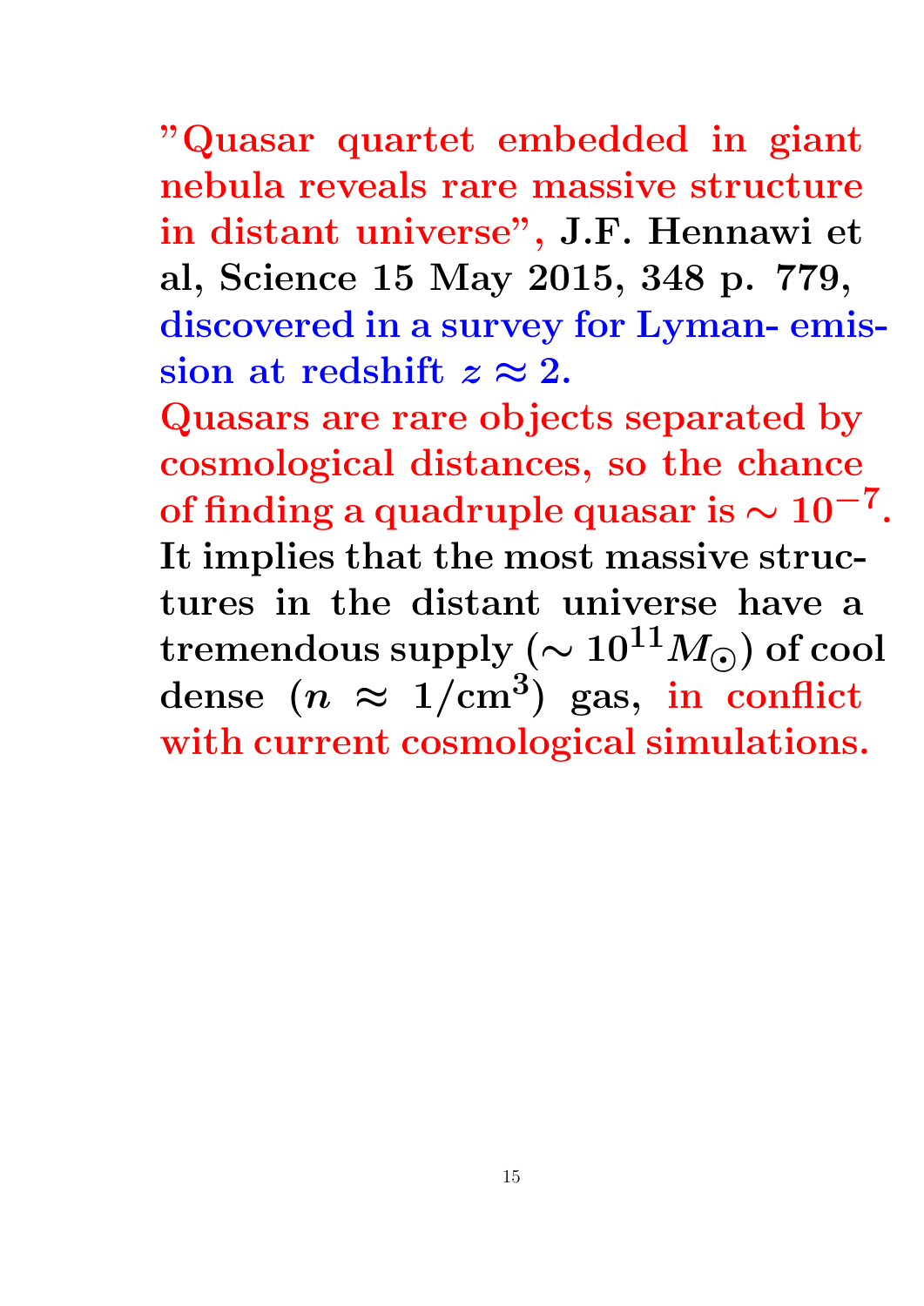**"Quasar quartet embedded in giant nebula reveals rare massive structure in distant universe", J.F. Hennawi et al, Science 15 May 2015, 348 p. 779, discovered in a survey for Lyman- emission at redshift $z \approx 2$.**

**Quasars are rare objects separated by cosmological distances, so the chance of finding a quadruple quasar is $\sim 10^{-7}$.**

**It implies that the most massive structures in the distant universe have a tremendous supply ($\sim 10^{11} M_{\odot}$) of cool dense ($n \approx 1/\mathrm{cm}^3$) gas, in conflict with current cosmological simulations.**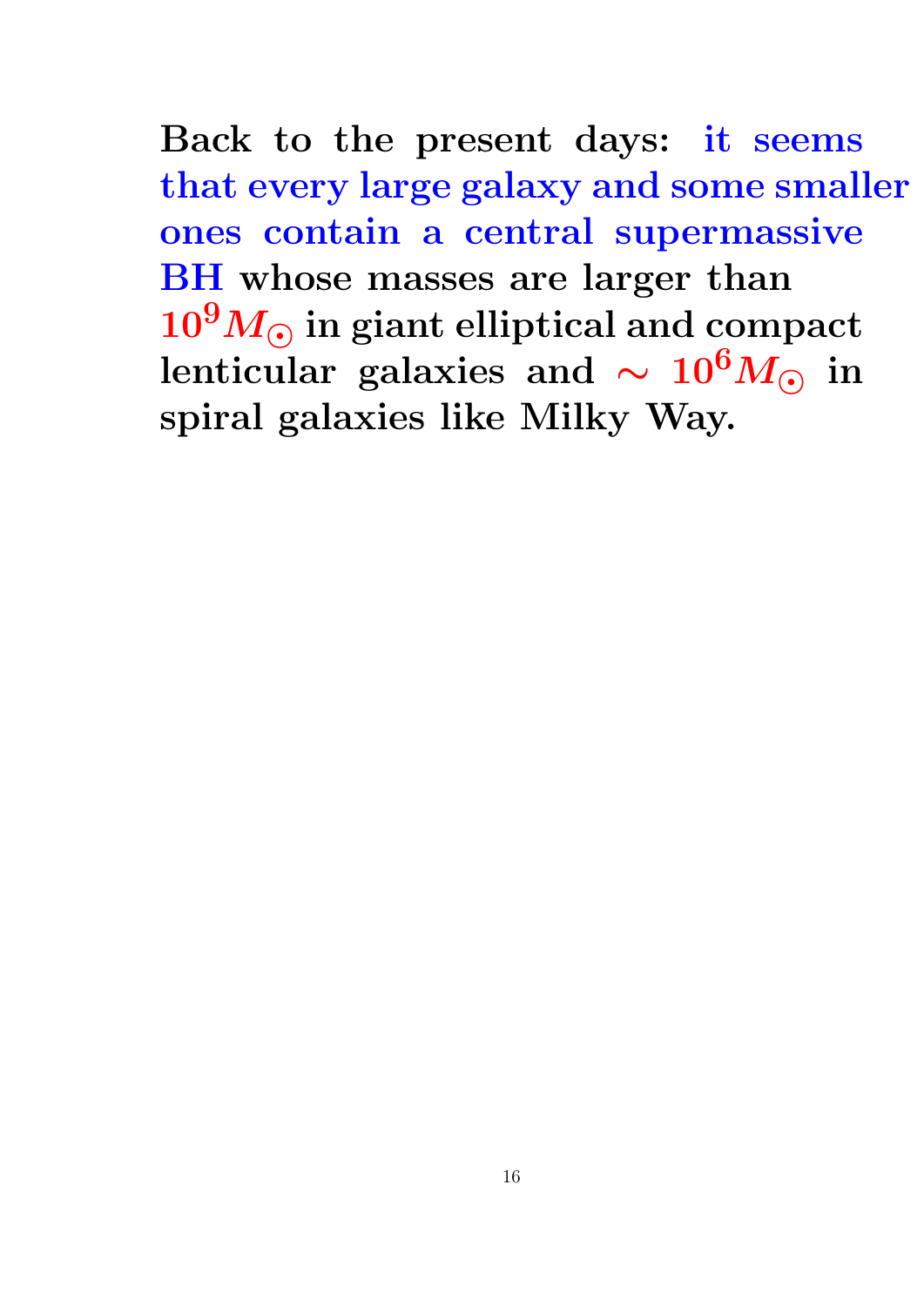**Back to the present days: it seems that every large galaxy and some smaller ones contain a central supermassive BH whose masses are larger than $10^9 M_\odot$ in giant elliptical and compact lenticular galaxies and $\sim 10^6 M_\odot$ in spiral galaxies like Milky Way.**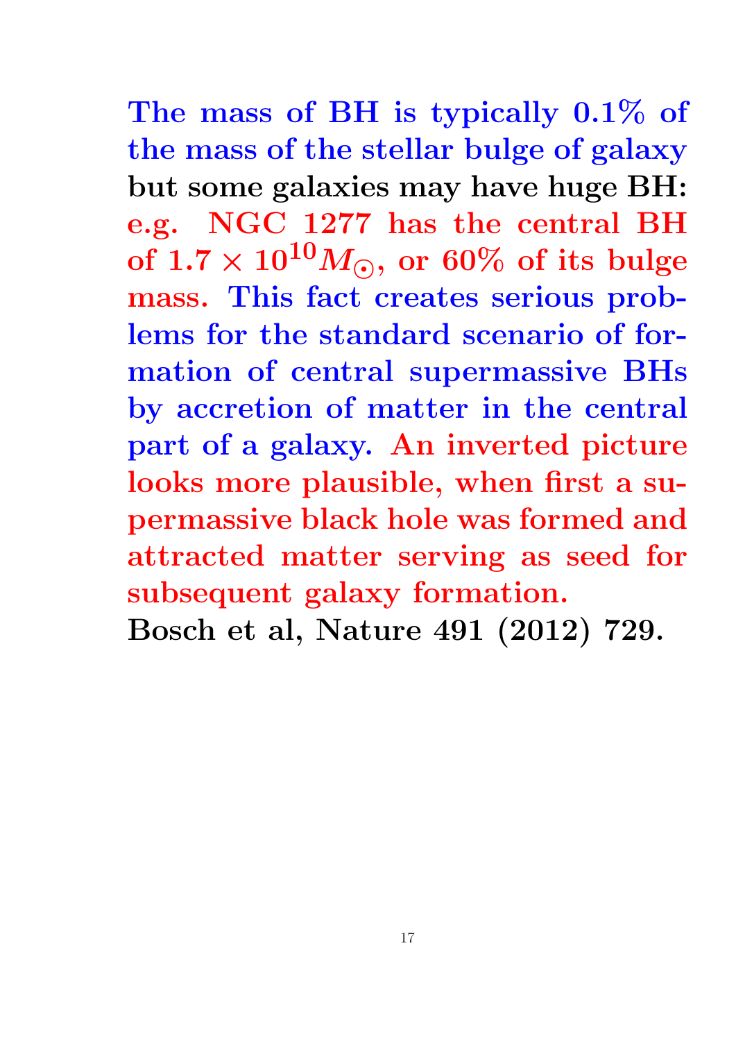**The mass of BH is typically 0.1% of the mass of the stellar bulge of galaxy but some galaxies may have huge BH: e.g. NGC 1277 has the central BH of $1.7 \times 10^{10} M_{\odot}$, or 60% of its bulge mass. This fact creates serious problems for the standard scenario of formation of central supermassive BHs by accretion of matter in the central part of a galaxy. An inverted picture looks more plausible, when first a supermassive black hole was formed and attracted matter serving as seed for subsequent galaxy formation.**

**Bosch et al, Nature 491 (2012) 729.**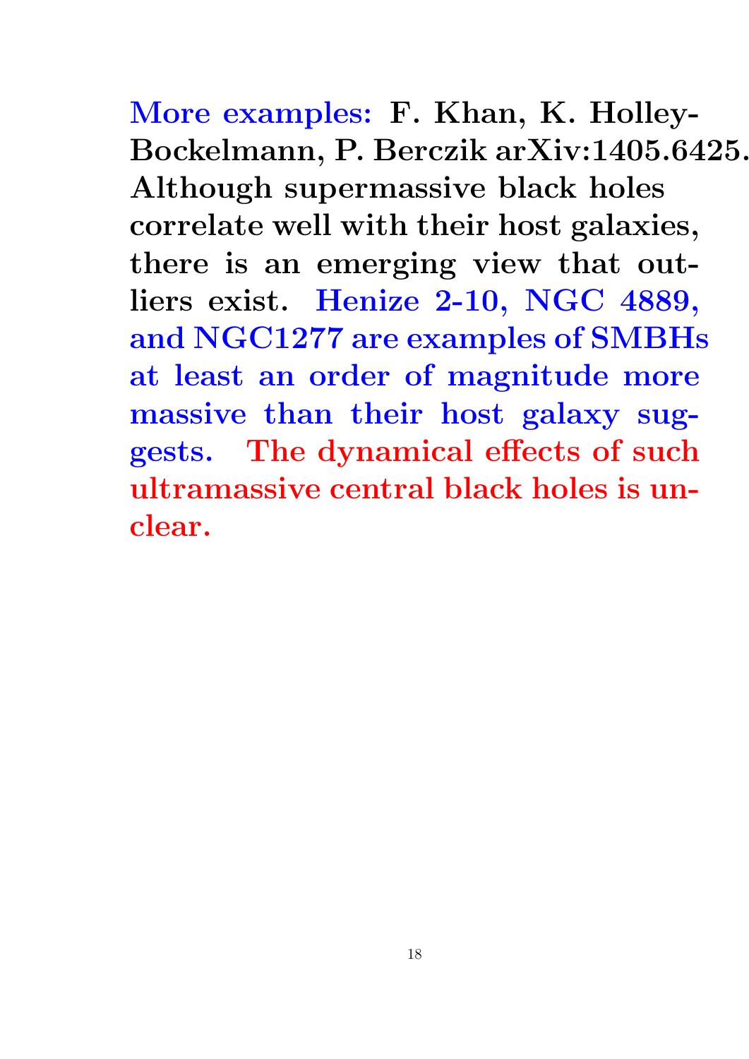**More examples: F. Khan, K. Holley-Bockelmann, P. Berczik arXiv:1405.6425. Although supermassive black holes correlate well with their host galaxies, there is an emerging view that outliers exist. Henize 2-10, NGC 4889, and NGC1277 are examples of SMBHs at least an order of magnitude more massive than their host galaxy suggests. The dynamical effects of such ultramassive central black holes is unclear.**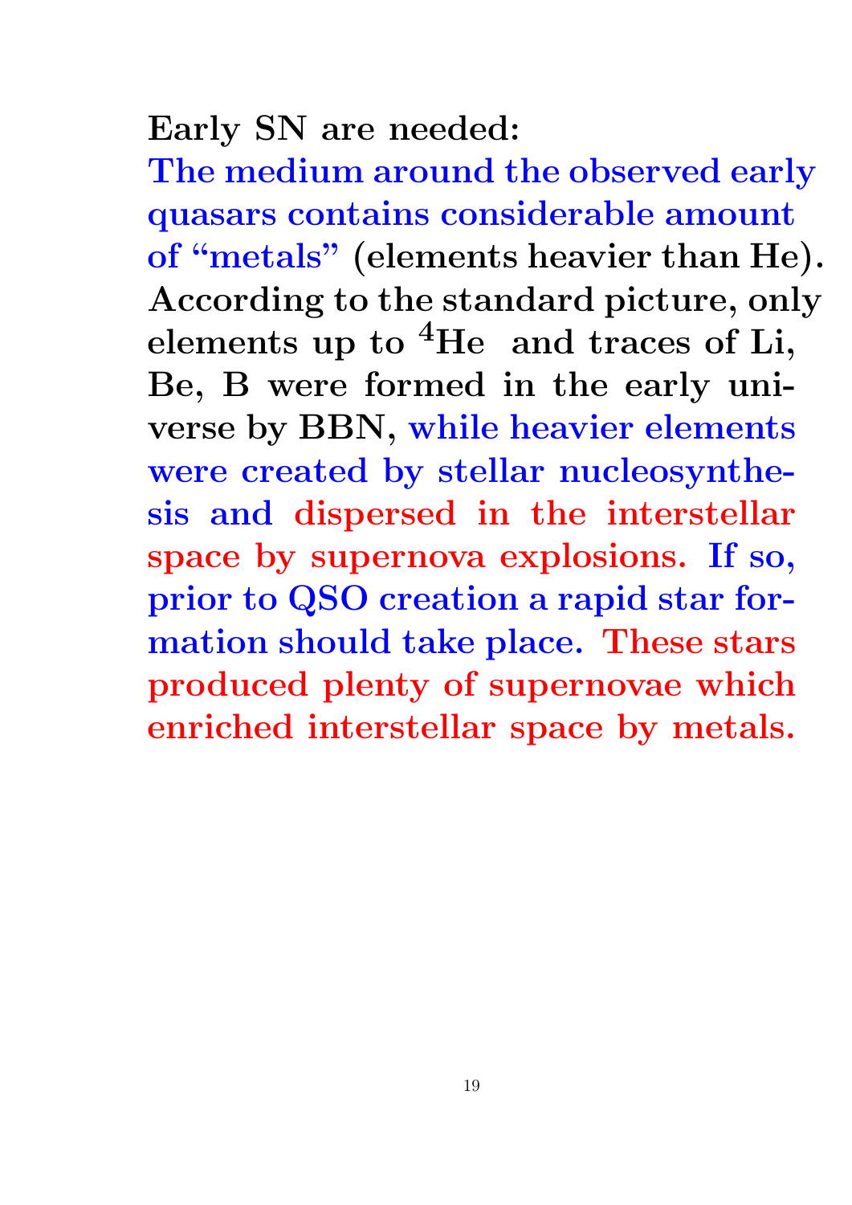**Early SN are needed:**

**The medium around the observed early quasars contains considerable amount of "metals" (elements heavier than He). According to the standard picture, only elements up to $^4$He and traces of Li, Be, B were formed in the early universe by BBN, while heavier elements were created by stellar nucleosynthesis and dispersed in the interstellar space by supernova explosions. If so, prior to QSO creation a rapid star formation should take place. These stars produced plenty of supernovae which enriched interstellar space by metals.**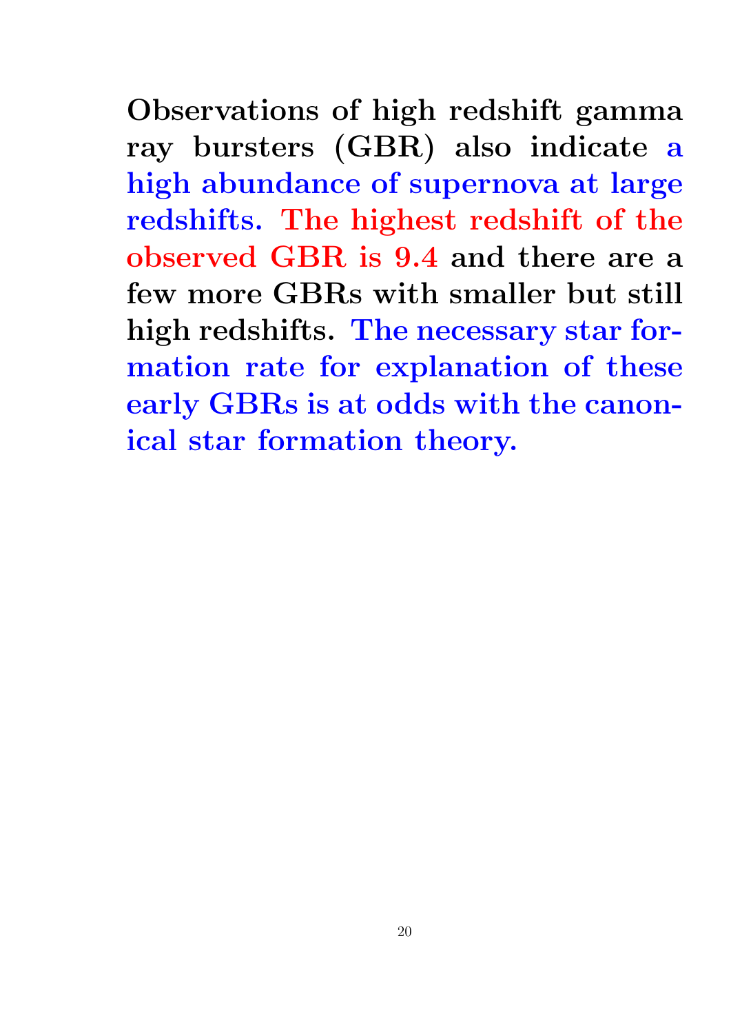**Observations of high redshift gamma ray bursters (GBR) also indicate a high abundance of supernova at large redshifts. The highest redshift of the observed GBR is 9.4 and there are a few more GBRs with smaller but still high redshifts. The necessary star formation rate for explanation of these early GBRs is at odds with the canonical star formation theory.**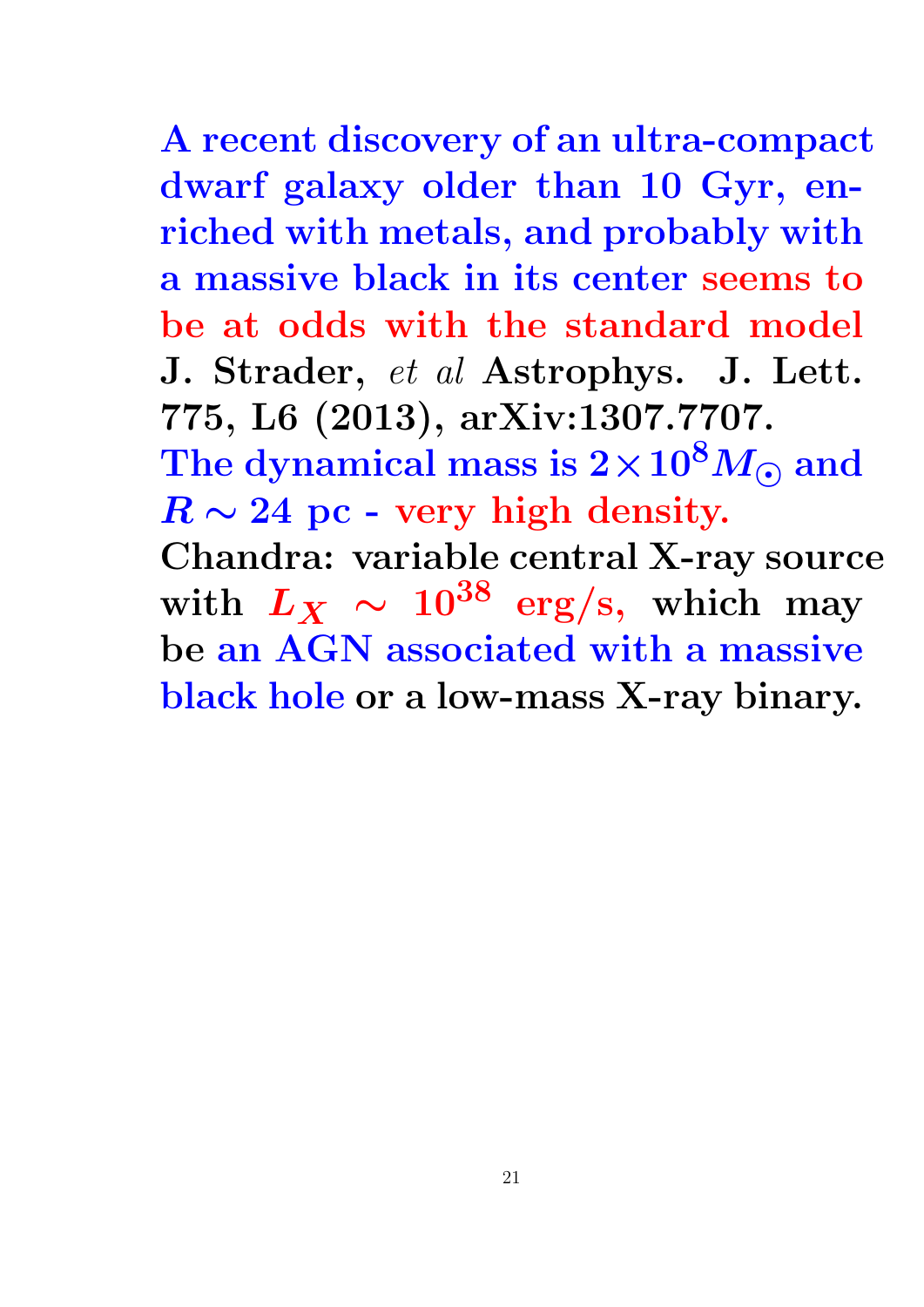**A recent discovery of an ultra-compact dwarf galaxy older than 10 Gyr, enriched with metals, and probably with a massive black in its center seems to be at odds with the standard model J. Strader, *et al* Astrophys. J. Lett. 775, L6 (2013), arXiv:1307.7707.**
**The dynamical mass is $2 \times 10^8 M_\odot$ and $R \sim 24$ pc - very high density.**
**Chandra: variable central X-ray source with $L_X \sim 10^{38}$ erg/s, which may be an AGN associated with a massive black hole or a low-mass X-ray binary.**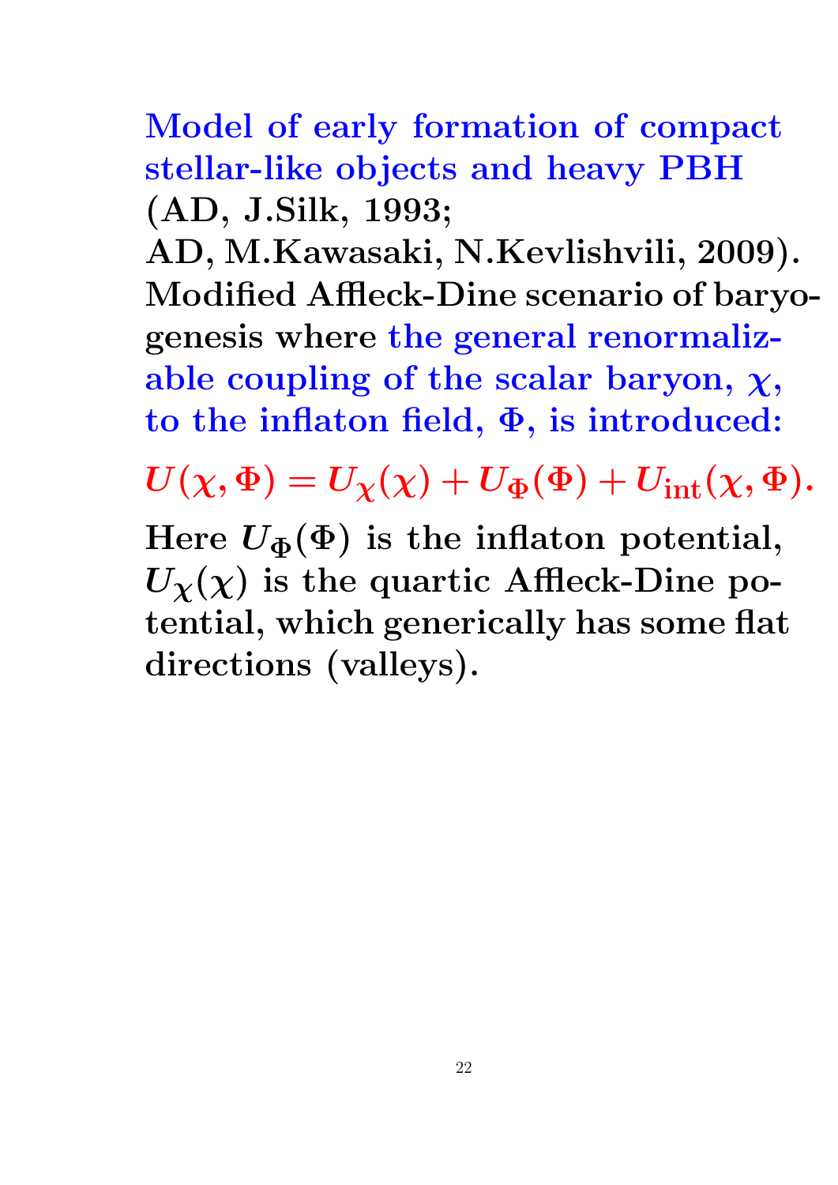**Model of early formation of compact stellar-like objects and heavy PBH**
**(AD, J.Silk, 1993;**
**AD, M.Kawasaki, N.Kevlishvili, 2009).**
**Modified Affleck-Dine scenario of baryogenesis where the general renormalizable coupling of the scalar baryon, $\chi$, to the inflaton field, $\Phi$, is introduced:**

$$U(\chi, \Phi) = U_\chi(\chi) + U_\Phi(\Phi) + U_{\rm int}(\chi, \Phi).$$

**Here $U_\Phi(\Phi)$ is the inflaton potential, $U_\chi(\chi)$ is the quartic Affleck-Dine potential, which generically has some flat directions (valleys).**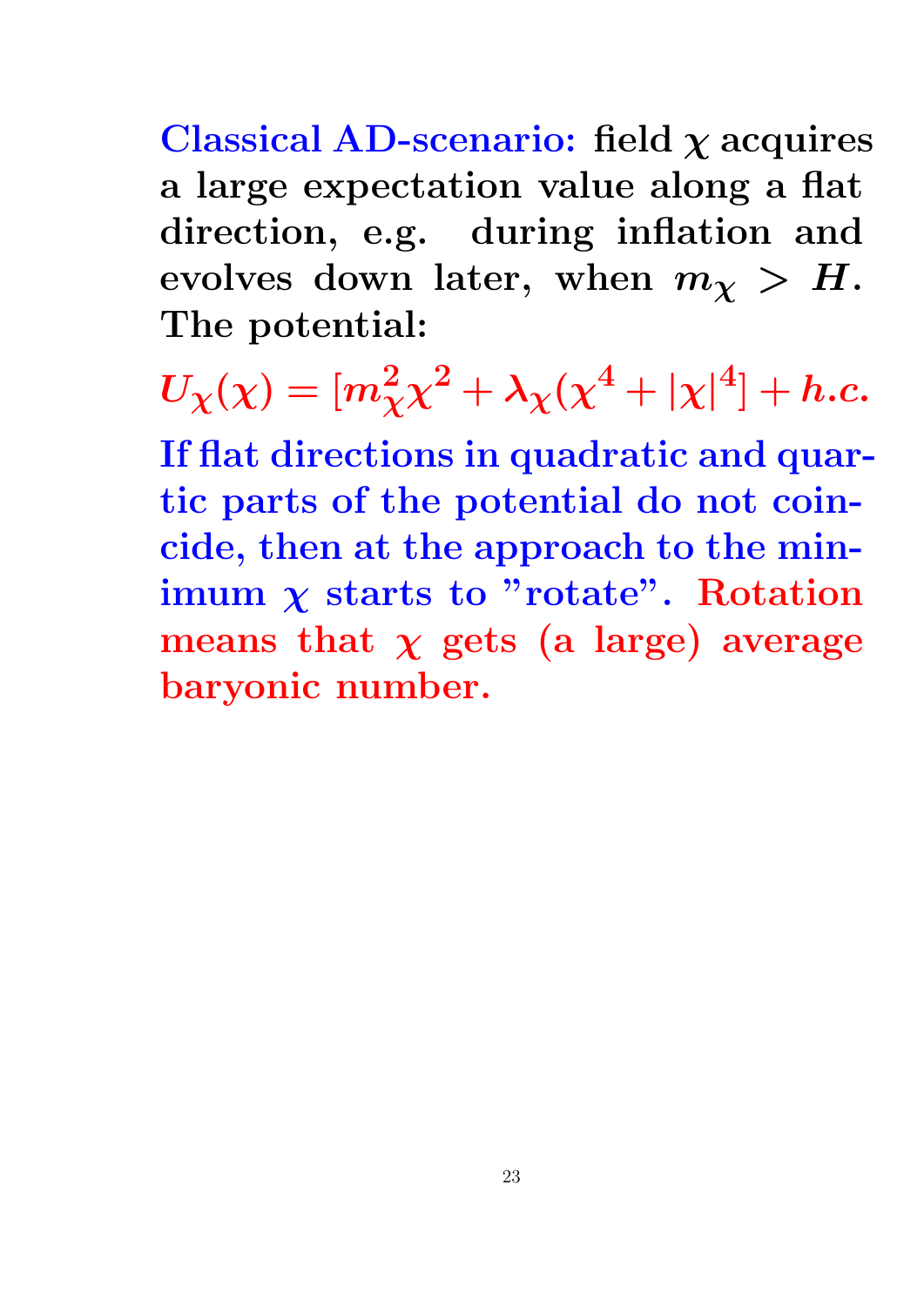**Classical AD-scenario:** field $\chi$ acquires a large expectation value along a flat direction, e.g. during inflation and evolves down later, when $m_\chi > H$. The potential:

$$U_\chi(\chi) = [m_\chi^2 \chi^2 + \lambda_\chi (\chi^4 + |\chi|^4] + h.c.$$

**If flat directions in quadratic and quartic parts of the potential do not coincide, then at the approach to the minimum $\chi$ starts to "rotate". Rotation means that $\chi$ gets (a large) average baryonic number.**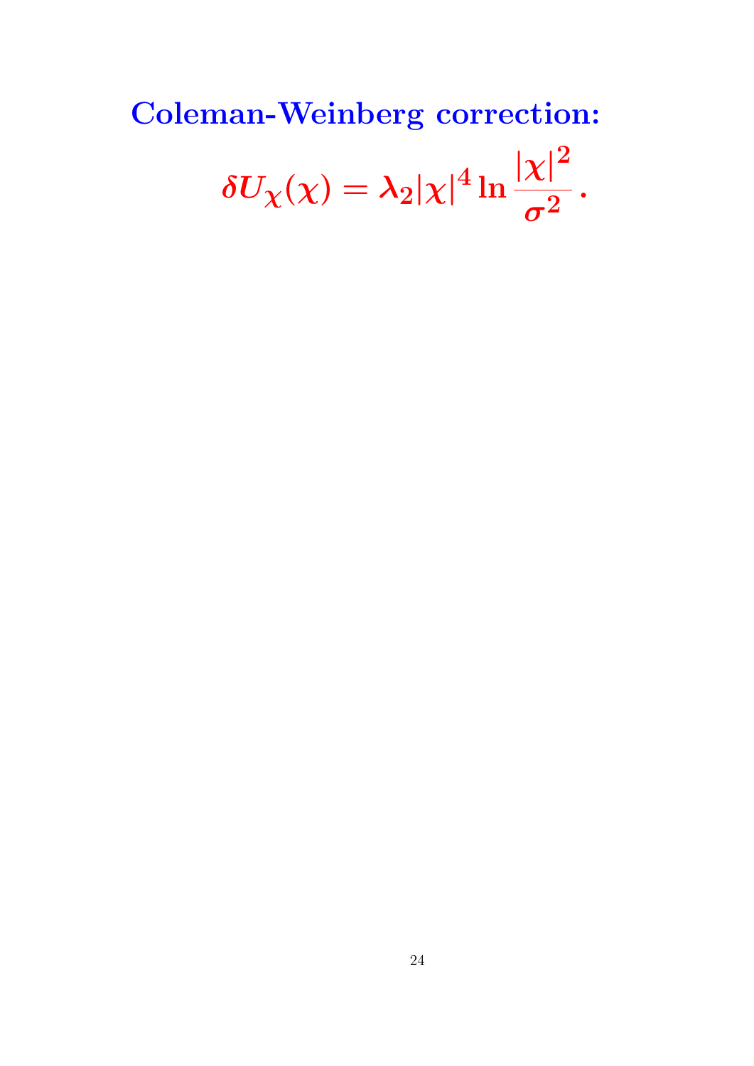**Coleman-Weinberg correction:**

$$\delta U_{\chi}(\chi) = \lambda_2 |\chi|^4 \ln \frac{|\chi|^2}{\sigma^2} \, .$$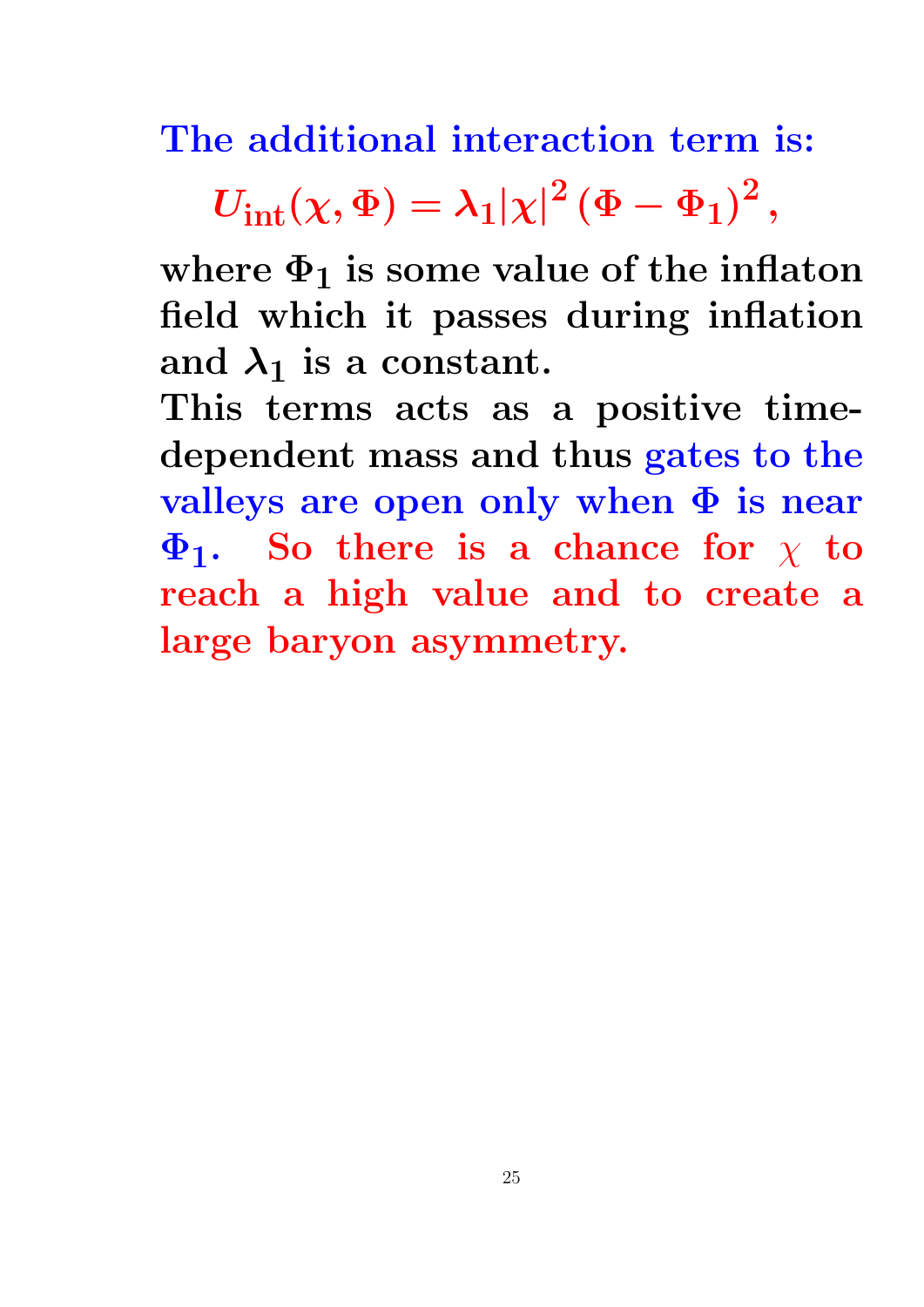**The additional interaction term is:**

$$U_{\text{int}}(\chi, \Phi) = \lambda_1 |\chi|^2 (\Phi - \Phi_1)^2 \,,$$

**where $\Phi_1$ is some value of the inflaton field which it passes during inflation and $\lambda_1$ is a constant.**

**This terms acts as a positive time-dependent mass and thus gates to the valleys are open only when $\Phi$ is near $\Phi_1$. So there is a chance for $\chi$ to reach a high value and to create a large baryon asymmetry.**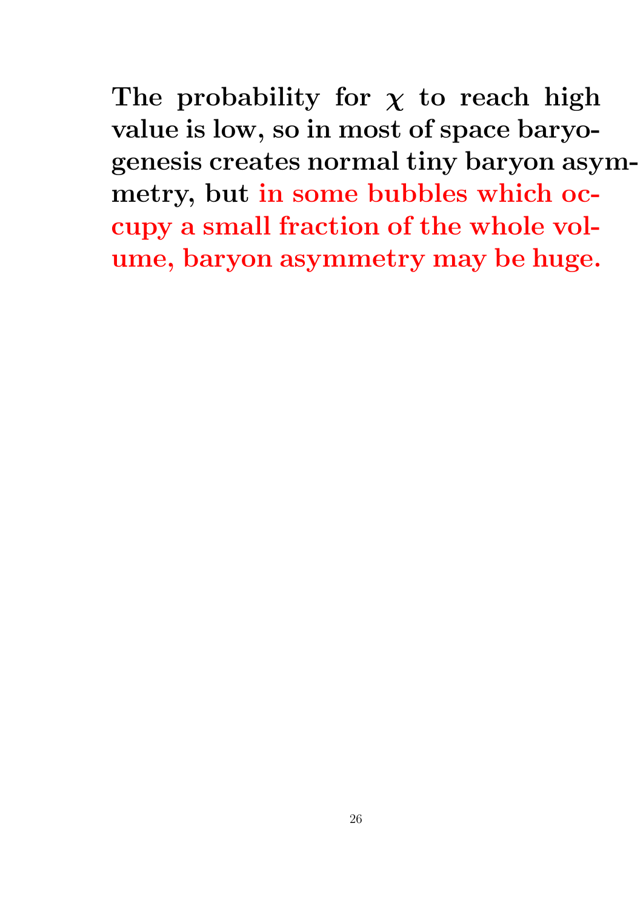**The probability for $\chi$ to reach high value is low, so in most of space baryogenesis creates normal tiny baryon asymmetry, but in some bubbles which occupy a small fraction of the whole volume, baryon asymmetry may be huge.**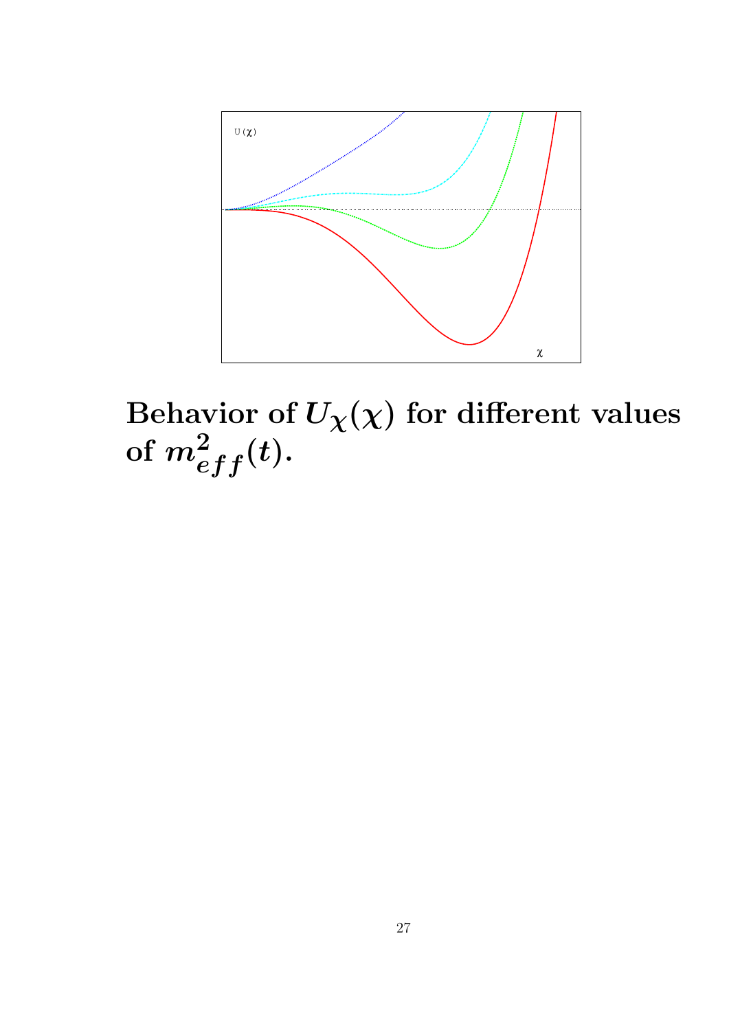**Behavior of $U_{\chi}(\chi)$ for different values of $m^2_{eff}(t)$.**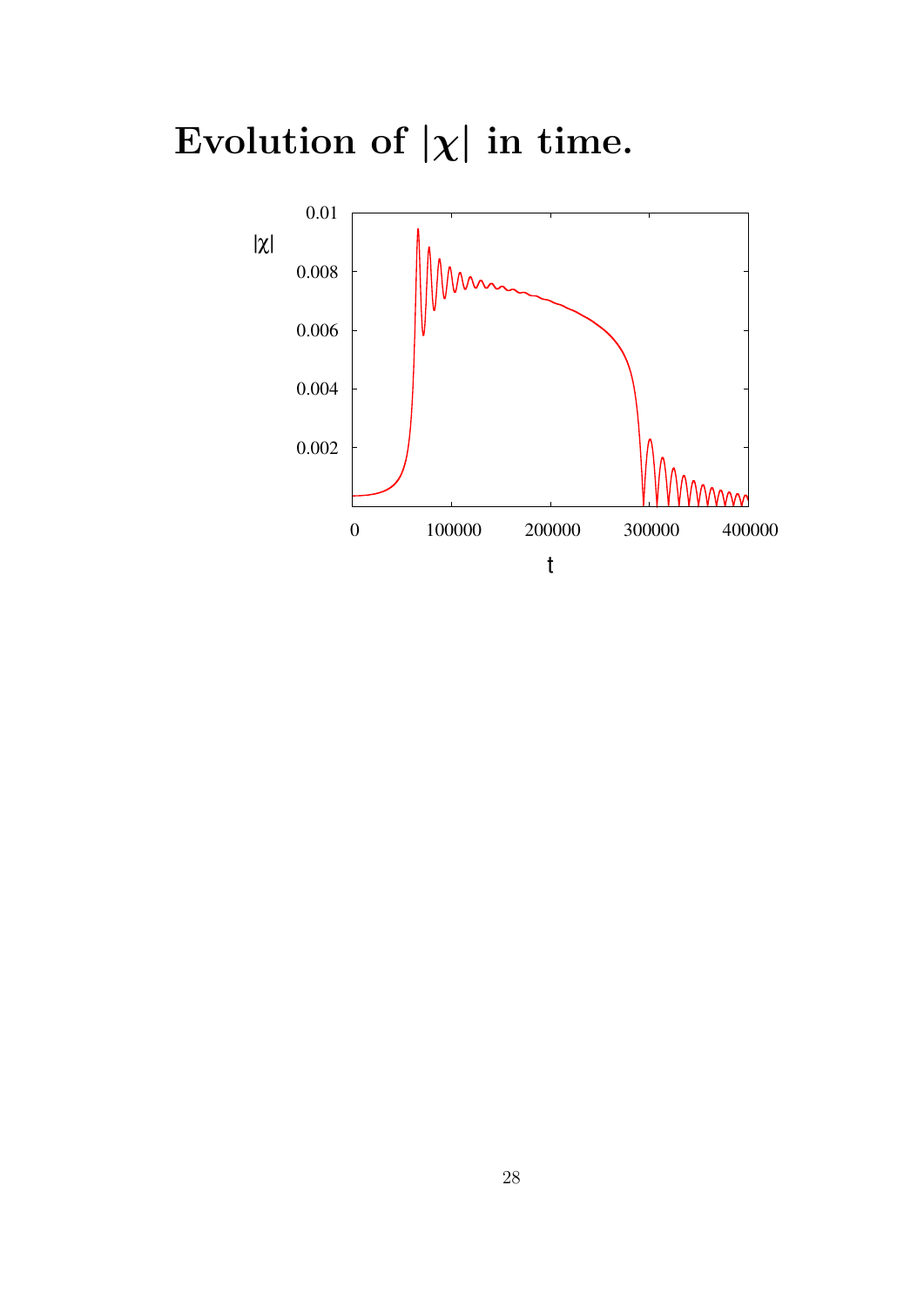# Evolution of $|\chi|$ in time.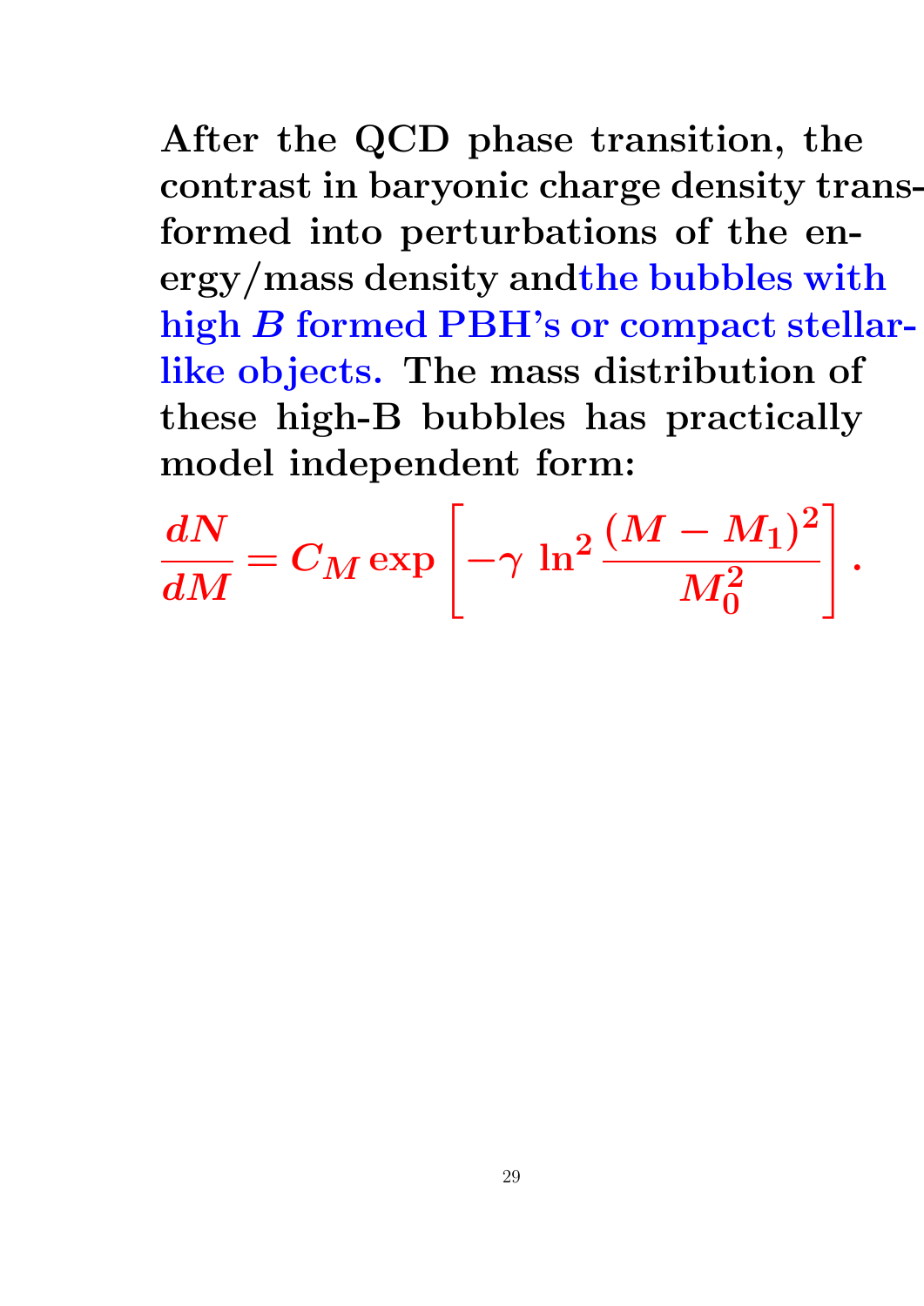**After the QCD phase transition, the contrast in baryonic charge density transformed into perturbations of the energy/mass density andthe bubbles with high $B$ formed PBH's or compact stellar-like objects. The mass distribution of these high-B bubbles has practically model independent form:**

$$\frac{dN}{dM} = C_M \exp\left[-\gamma \, \ln^2 \frac{(M - M_1)^2}{M_0^2}\right].$$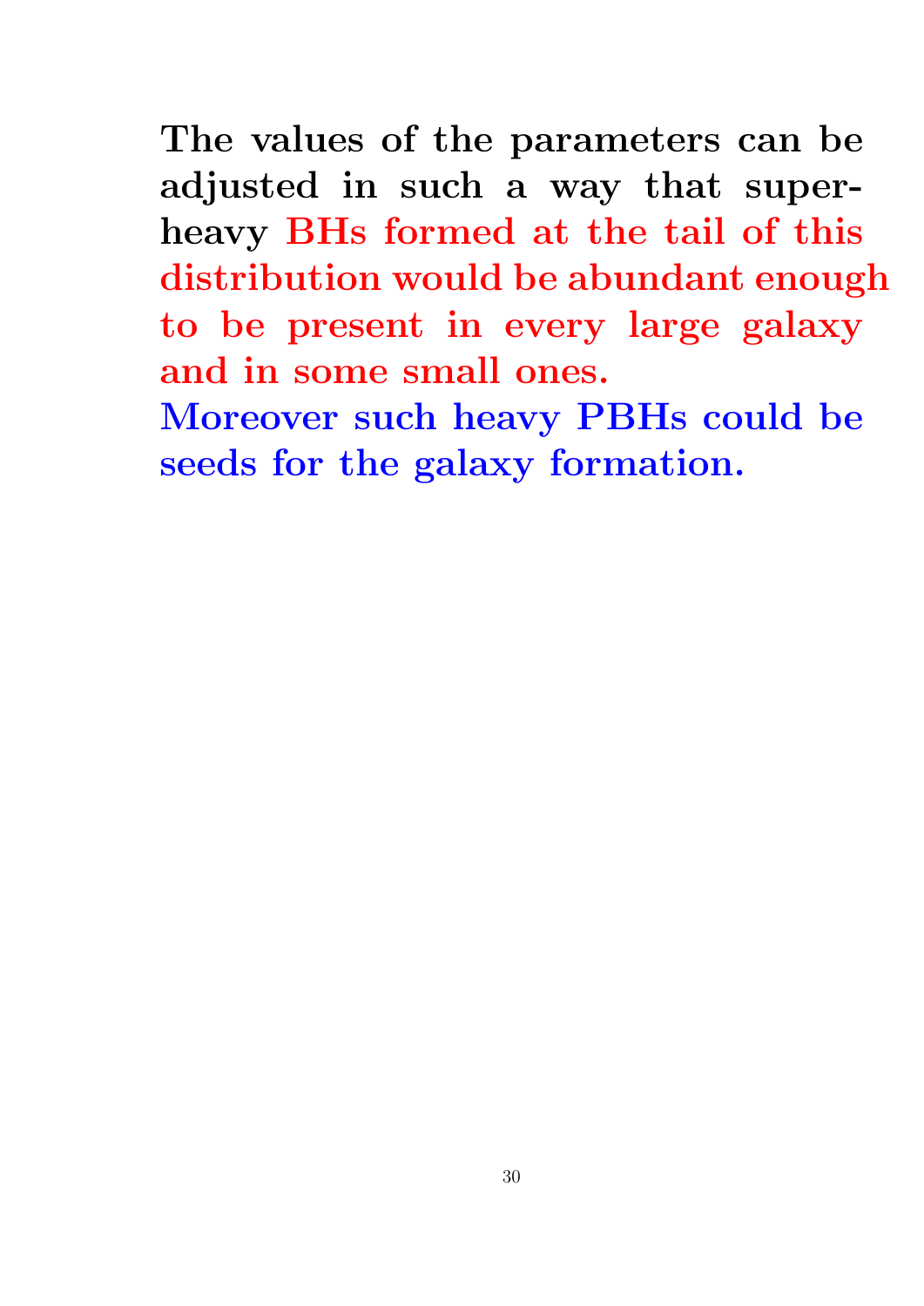**The values of the parameters can be adjusted in such a way that superheavy BHs formed at the tail of this distribution would be abundant enough to be present in every large galaxy and in some small ones.**

**Moreover such heavy PBHs could be seeds for the galaxy formation.**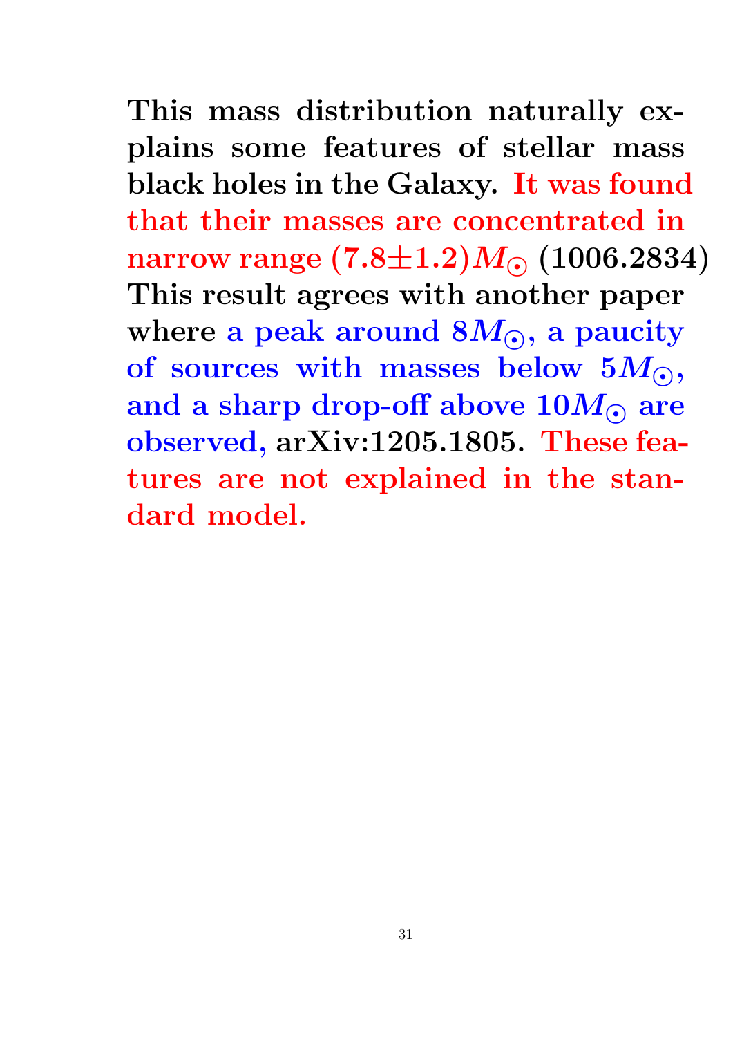**This mass distribution naturally explains some features of stellar mass black holes in the Galaxy. It was found that their masses are concentrated in narrow range $(7.8 \pm 1.2) M_\odot$ (1006.2834) This result agrees with another paper where a peak around $8 M_\odot$, a paucity of sources with masses below $5 M_\odot$, and a sharp drop-off above $10 M_\odot$ are observed, arXiv:1205.1805. These features are not explained in the standard model.**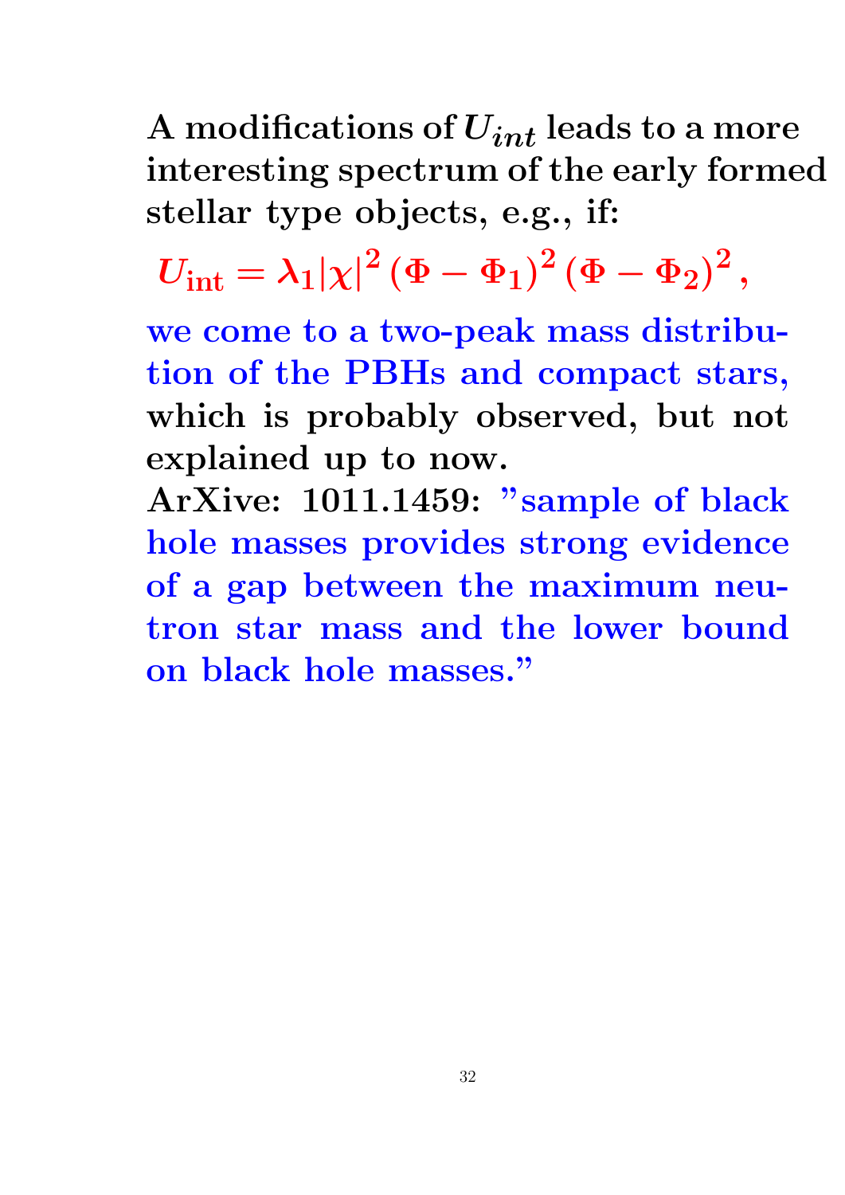**A modifications of $U_{int}$ leads to a more interesting spectrum of the early formed stellar type objects, e.g., if:**

$$U_{\rm int} = \lambda_1 |\chi|^2 \left(\Phi - \Phi_1\right)^2 \left(\Phi - \Phi_2\right)^2 ,$$

**we come to a two-peak mass distribution of the PBHs and compact stars, which is probably observed, but not explained up to now.**

**ArXive: 1011.1459: "sample of black hole masses provides strong evidence of a gap between the maximum neutron star mass and the lower bound on black hole masses."**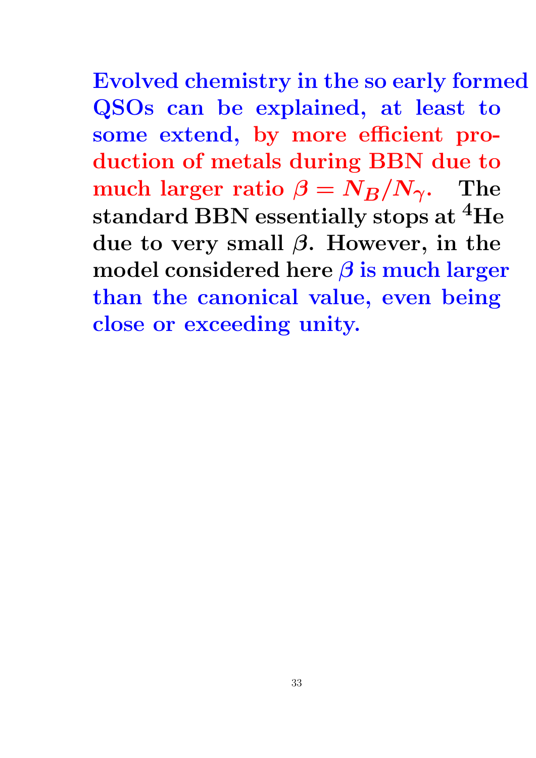**Evolved chemistry in the so early formed QSOs can be explained, at least to some extend, by more efficient production of metals during BBN due to much larger ratio $\beta = N_B/N_\gamma$. The standard BBN essentially stops at $^4$He due to very small $\beta$. However, in the model considered here $\beta$ is much larger than the canonical value, even being close or exceeding unity.**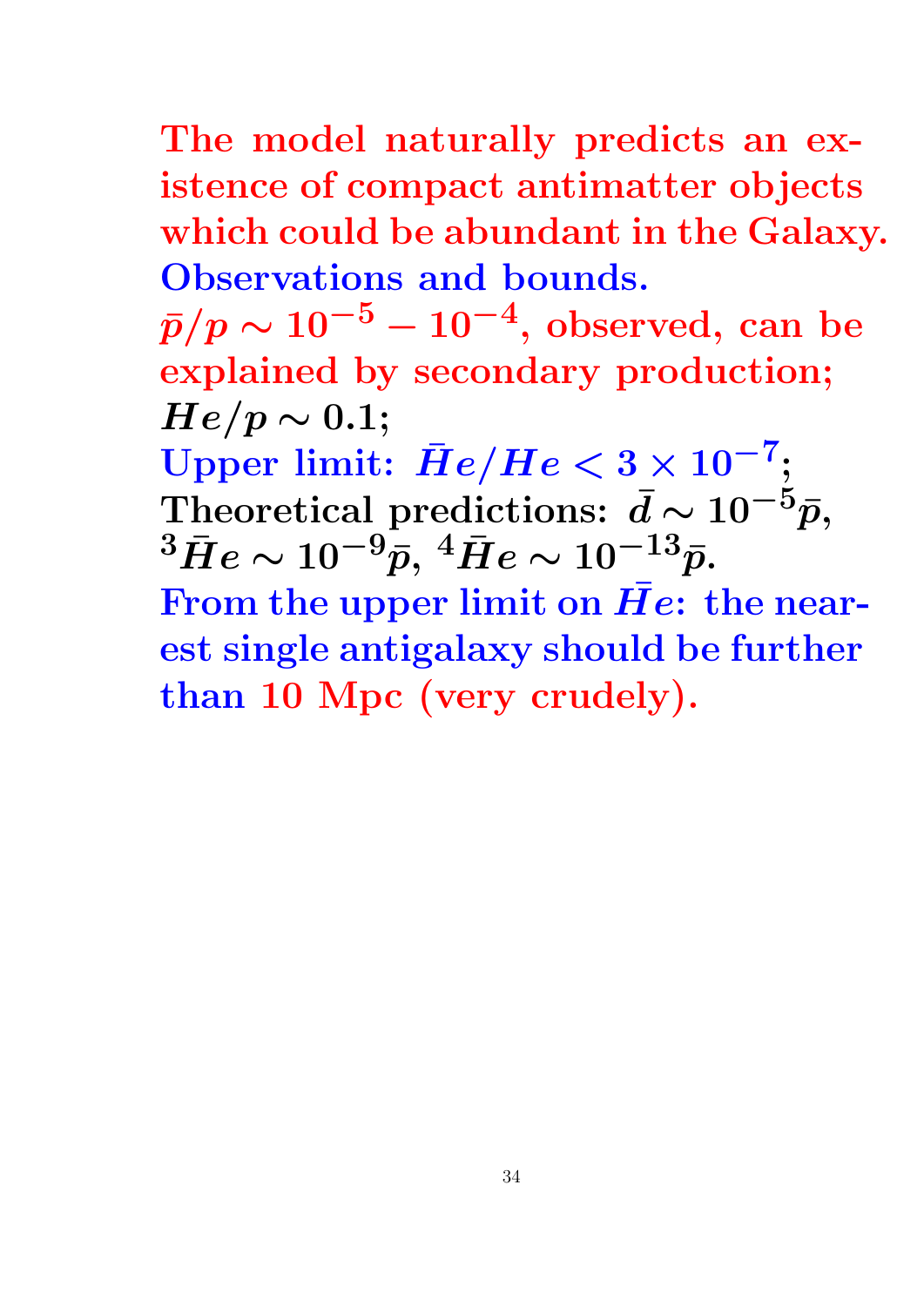**The model naturally predicts an existence of compact antimatter objects which could be abundant in the Galaxy.**

**Observations and bounds.**

**$\bar{p}/p \sim 10^{-5} - 10^{-4}$, observed, can be explained by secondary production;**

**$He/p \sim 0.1$;**

**Upper limit: $\bar{H}e/He < 3 \times 10^{-7}$;**

**Theoretical predictions: $\bar{d} \sim 10^{-5}\bar{p}$, ${}^3\bar{H}e \sim 10^{-9}\bar{p}$, ${}^4\bar{H}e \sim 10^{-13}\bar{p}$.**

**From the upper limit on $\bar{H}e$: the nearest single antigalaxy should be further than 10 Mpc (very crudely).**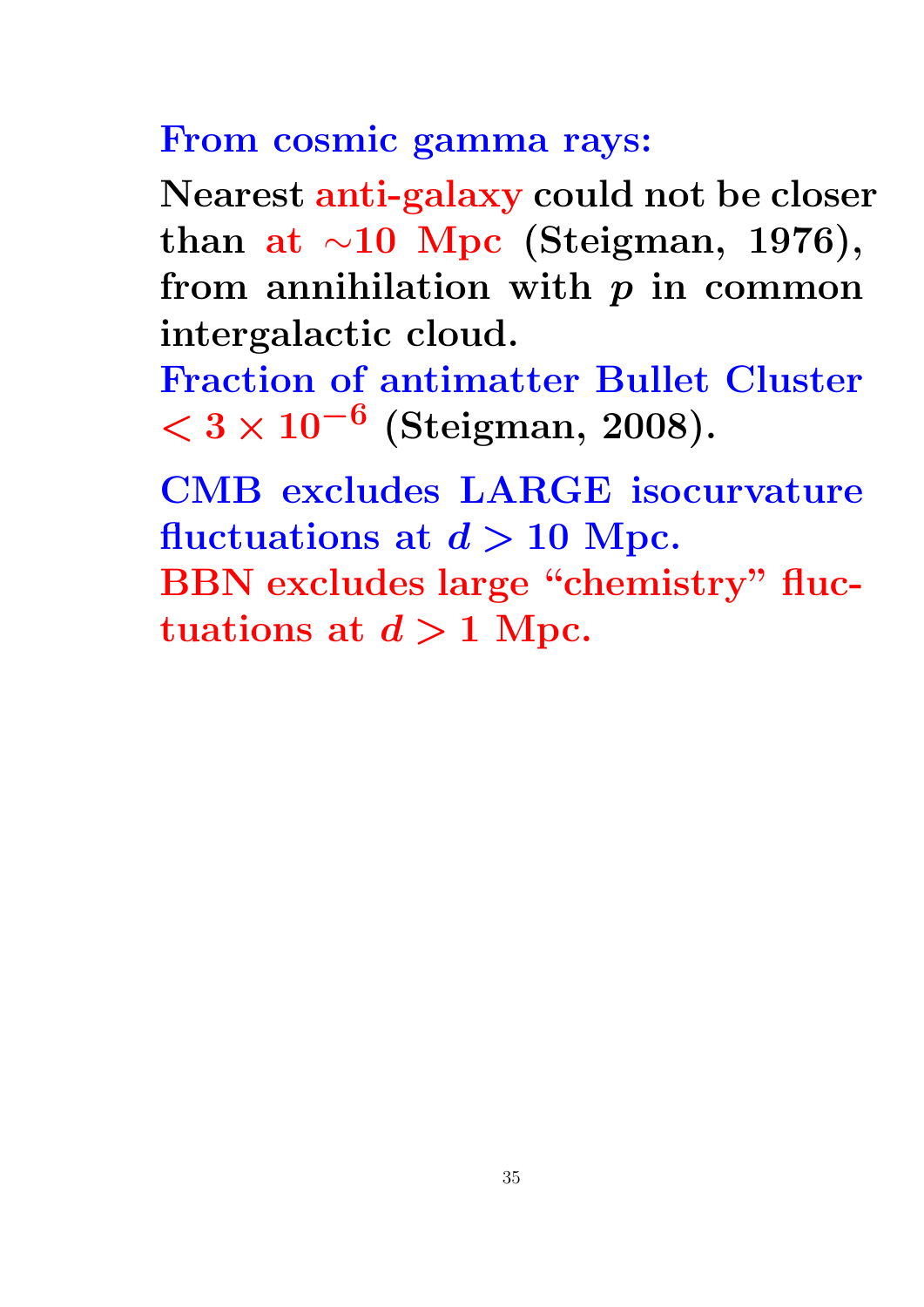**From cosmic gamma rays:**

**Nearest anti-galaxy could not be closer than at $\sim$10 Mpc (Steigman, 1976), from annihilation with $p$ in common intergalactic cloud.**
**Fraction of antimatter Bullet Cluster $< 3 \times 10^{-6}$ (Steigman, 2008).**

**CMB excludes LARGE isocurvature fluctuations at $d > 10$ Mpc.**
**BBN excludes large "chemistry" fluctuations at $d > 1$ Mpc.**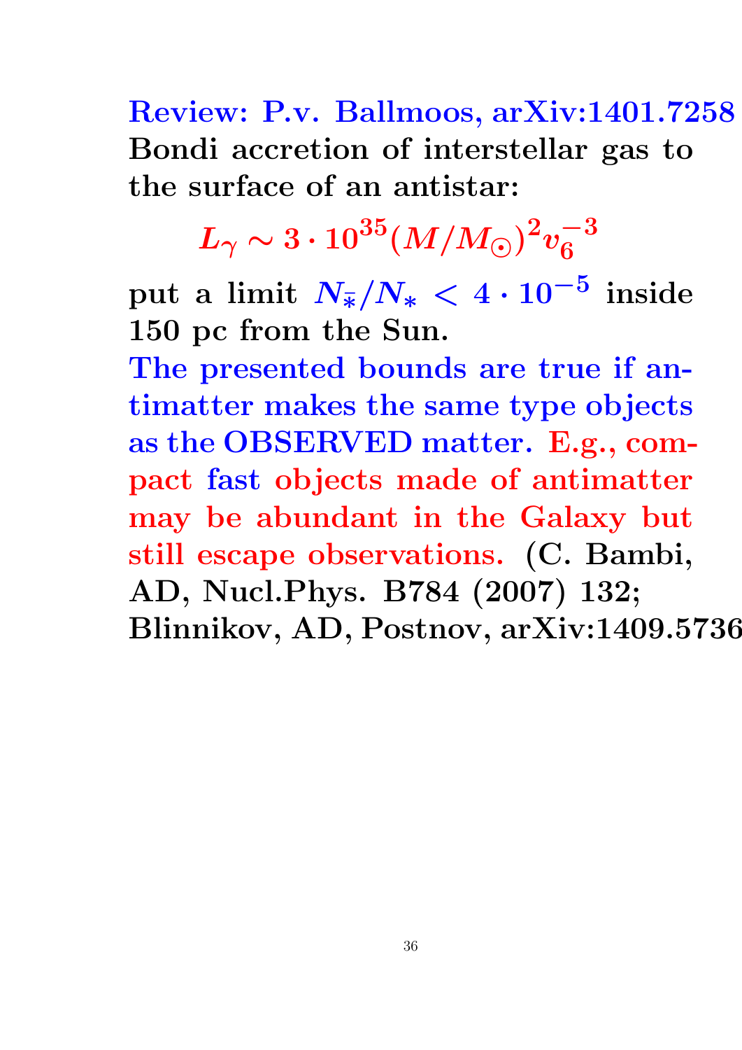Review: P.v. Ballmoos, arXiv:1401.7258
Bondi accretion of interstellar gas to the surface of an antistar:

$$L_\gamma \sim 3 \cdot 10^{35} (M/M_\odot)^2 v_6^{-3}$$

put a limit $N_{\bar{*}}/N_* < 4 \cdot 10^{-5}$ inside 150 pc from the Sun.
The presented bounds are true if antimatter makes the same type objects as the OBSERVED matter. E.g., compact fast objects made of antimatter may be abundant in the Galaxy but still escape observations. (C. Bambi, AD, Nucl.Phys. B784 (2007) 132; Blinnikov, AD, Postnov, arXiv:1409.5736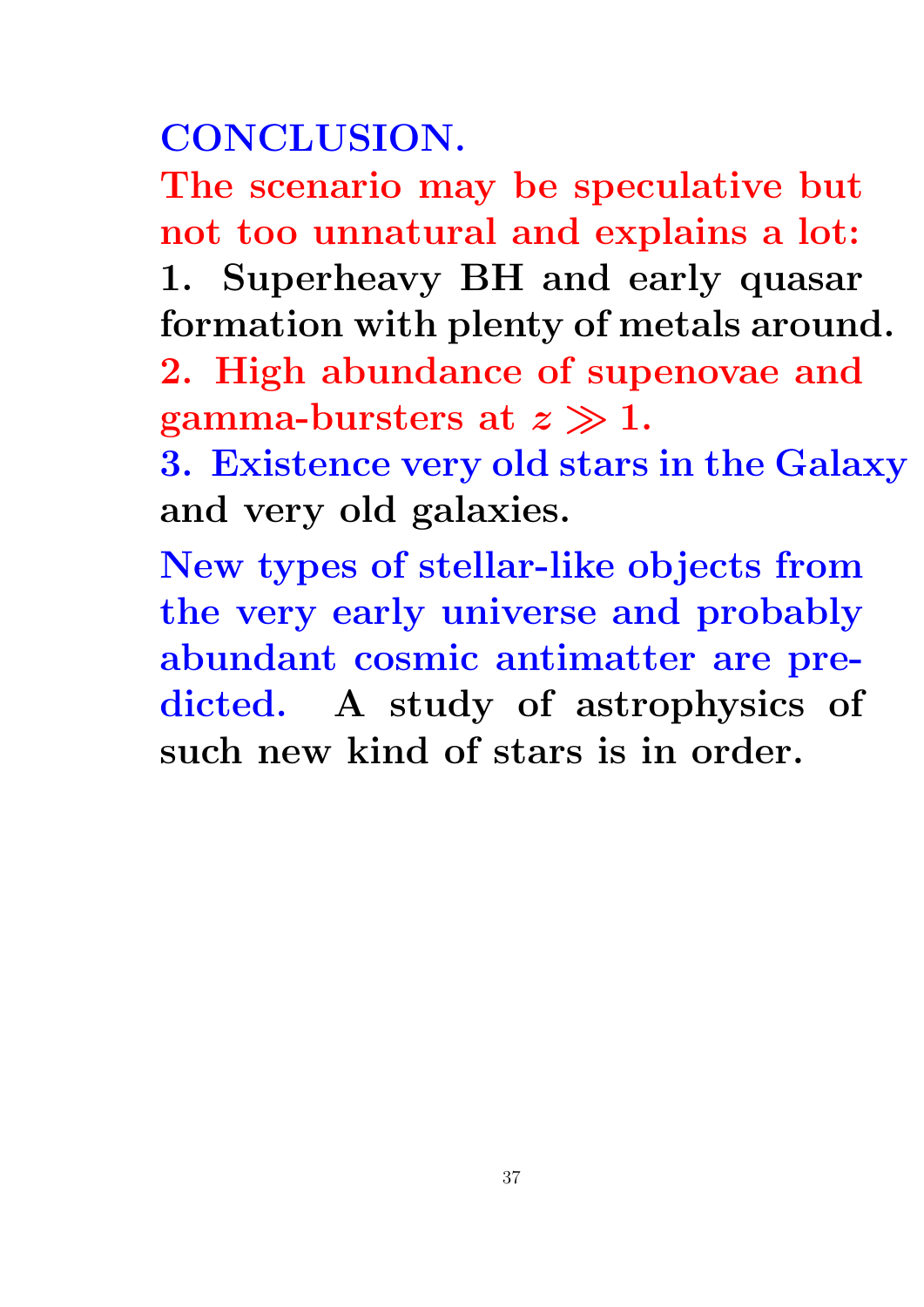# CONCLUSION.

**The scenario may be speculative but not too unnatural and explains a lot:**

**1. Superheavy BH and early quasar formation with plenty of metals around.**

**2. High abundance of supenovae and gamma-bursters at $z \gg 1$.**

**3. Existence very old stars in the Galaxy and very old galaxies.**

**New types of stellar-like objects from the very early universe and probably abundant cosmic antimatter are predicted. A study of astrophysics of such new kind of stars is in order.**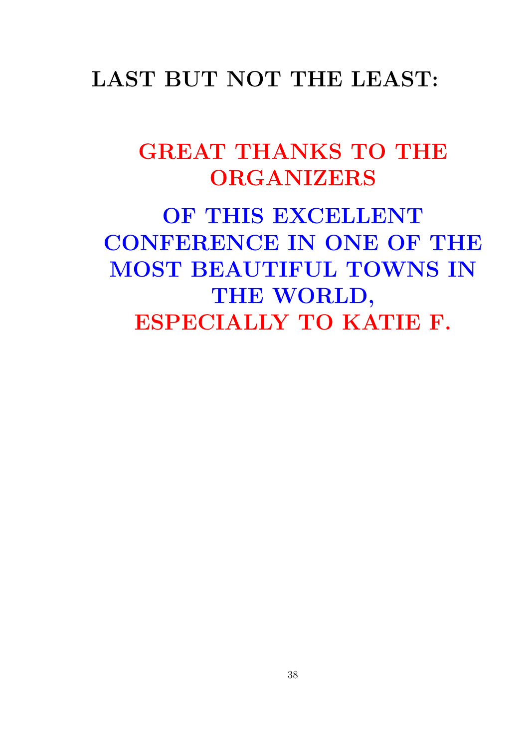## LAST BUT NOT THE LEAST:

**GREAT THANKS TO THE ORGANIZERS**

**OF THIS EXCELLENT CONFERENCE IN ONE OF THE MOST BEAUTIFUL TOWNS IN THE WORLD,**

**ESPECIALLY TO KATIE F.**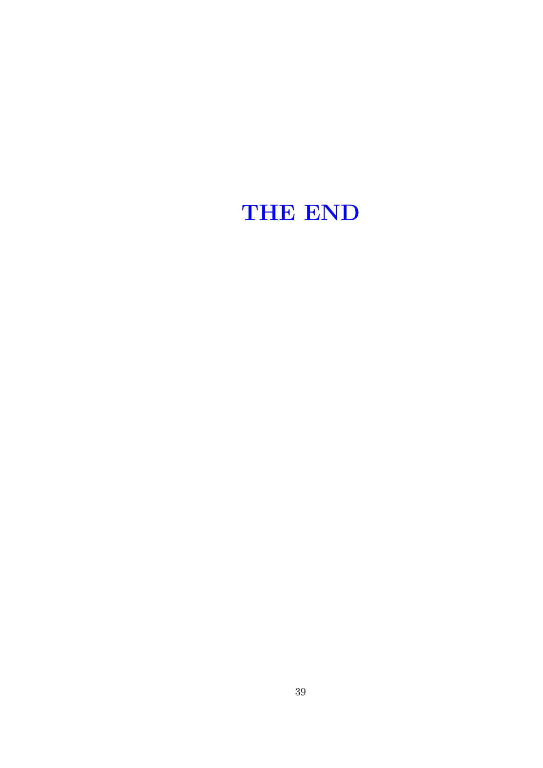# THE END